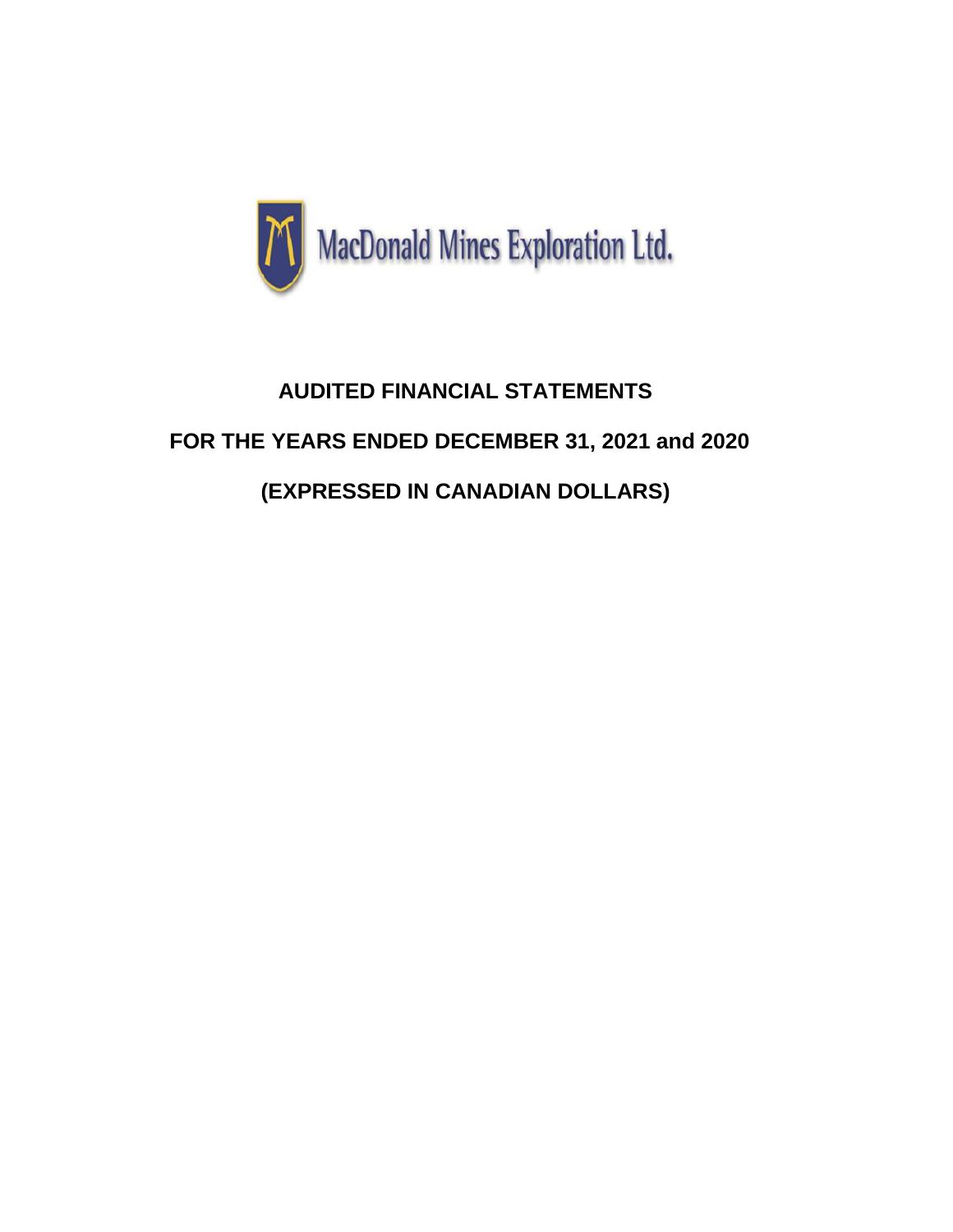MacDonald Mines Exploration Ltd.

# AUDITED FINANCIAL STATEMENTS

## FOR THE YEARS ENDED DECEMBER 31, 2021 and 2020

## (EXPRESSED IN CANADIAN DOLLARS)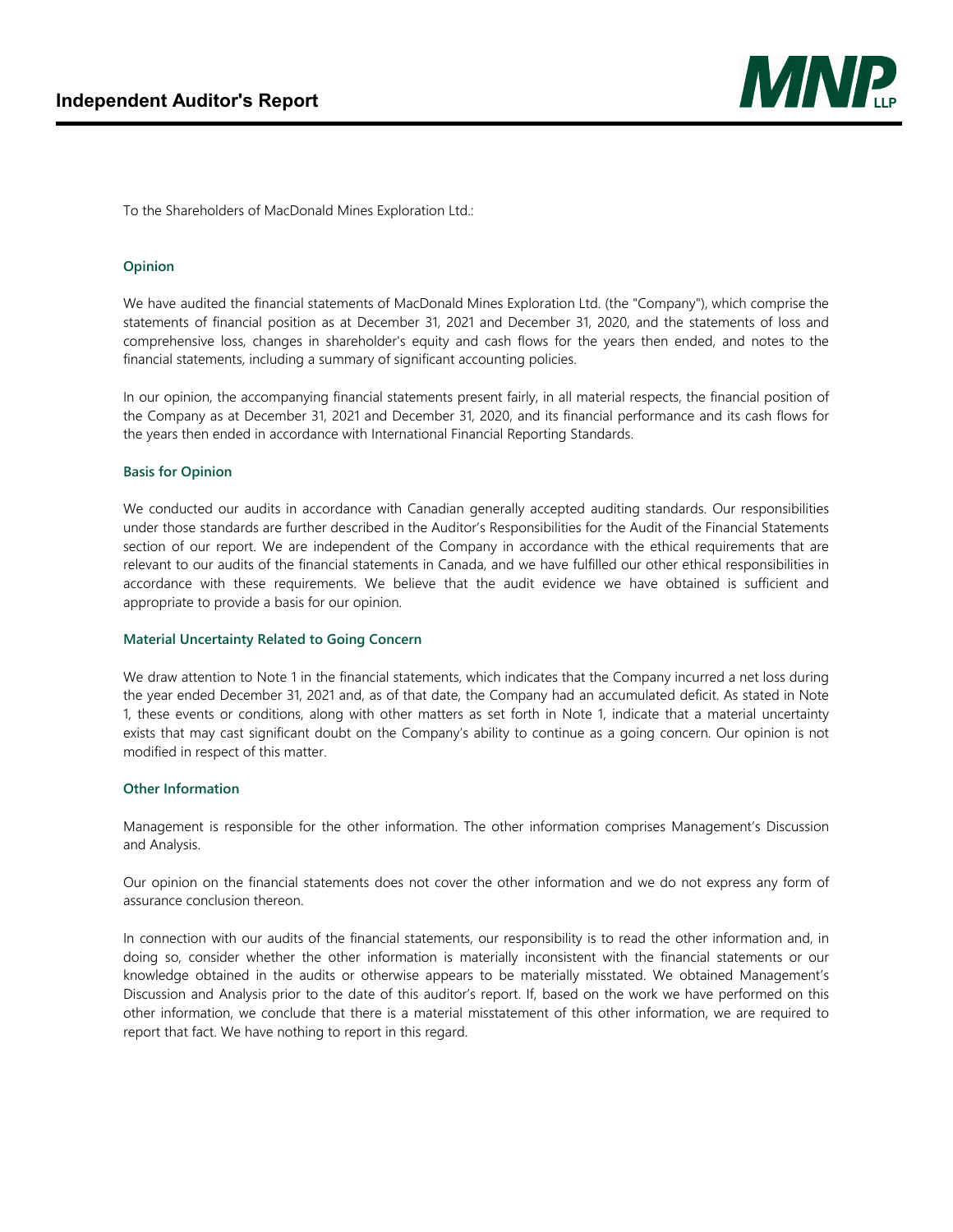# Independent Auditor's Report

To the Shareholders of MacDonald Mines Exploration Ltd.:

### Opinion

We have audited the financial statements of MacDonald Mines Exploration Ltd. (the "Company"), which comprise the statements of financial position as at December 31, 2021 and December 31, 2020, and the statements of loss and comprehensive loss, changes in shareholder's equity and cash flows for the years then ended, and notes to the financial statements, including a summary of significant accounting policies.

In our opinion, the accompanying financial statements present fairly, in all material respects, the financial position of the Company as at December 31, 2021 and December 31, 2020, and its financial performance and its cash flows for the years then ended in accordance with International Financial Reporting Standards.

### Basis for Opinion

We conducted our audits in accordance with Canadian generally accepted auditing standards. Our responsibilities under those standards are further described in the Auditor's Responsibilities for the Audit of the Financial Statements section of our report. We are independent of the Company in accordance with the ethical requirements that are relevant to our audits of the financial statements in Canada, and we have fulfilled our other ethical responsibilities in accordance with these requirements. We believe that the audit evidence we have obtained is sufficient and appropriate to provide a basis for our opinion.

### Material Uncertainty Related to Going Concern

We draw attention to Note 1 in the financial statements, which indicates that the Company incurred a net loss during the year ended December 31, 2021 and, as of that date, the Company had an accumulated deficit. As stated in Note 1, these events or conditions, along with other matters as set forth in Note 1, indicate that a material uncertainty exists that may cast significant doubt on the Company's ability to continue as a going concern. Our opinion is not modified in respect of this matter.

### Other Information

Management is responsible for the other information. The other information comprises Management's Discussion and Analysis.

Our opinion on the financial statements does not cover the other information and we do not express any form of assurance conclusion thereon.

In connection with our audits of the financial statements, our responsibility is to read the other information and, in doing so, consider whether the other information is materially inconsistent with the financial statements or our knowledge obtained in the audits or otherwise appears to be materially misstated. We obtained Management's Discussion and Analysis prior to the date of this auditor's report. If, based on the work we have performed on this other information, we conclude that there is a material misstatement of this other information, we are required to report that fact. We have nothing to report in this regard.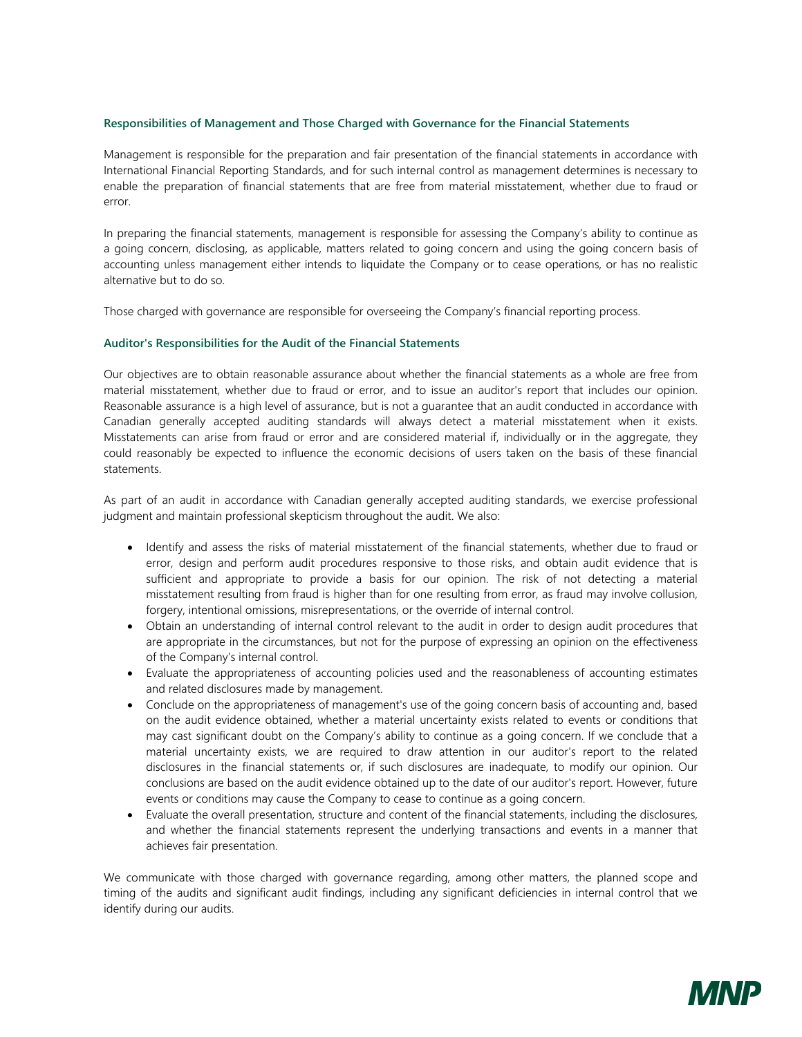### Responsibilities of Management and Those Charged with Governance for the Financial Statements

Management is responsible for the preparation and fair presentation of the financial statements in accordance with International Financial Reporting Standards, and for such internal control as management determines is necessary to enable the preparation of financial statements that are free from material misstatement, whether due to fraud or error.

In preparing the financial statements, management is responsible for assessing the Company's ability to continue as a going concern, disclosing, as applicable, matters related to going concern and using the going concern basis of accounting unless management either intends to liquidate the Company or to cease operations, or has no realistic alternative but to do so.

Those charged with governance are responsible for overseeing the Company's financial reporting process.

### Auditor's Responsibilities for the Audit of the Financial Statements

Our objectives are to obtain reasonable assurance about whether the financial statements as a whole are free from material misstatement, whether due to fraud or error, and to issue an auditor's report that includes our opinion. Reasonable assurance is a high level of assurance, but is not a guarantee that an audit conducted in accordance with Canadian generally accepted auditing standards will always detect a material misstatement when it exists. Misstatements can arise from fraud or error and are considered material if, individually or in the aggregate, they could reasonably be expected to influence the economic decisions of users taken on the basis of these financial statements.

As part of an audit in accordance with Canadian generally accepted auditing standards, we exercise professional judgment and maintain professional skepticism throughout the audit. We also:

- Identify and assess the risks of material misstatement of the financial statements, whether due to fraud or error, design and perform audit procedures responsive to those risks, and obtain audit evidence that is sufficient and appropriate to provide a basis for our opinion. The risk of not detecting a material misstatement resulting from fraud is higher than for one resulting from error, as fraud may involve collusion, forgery, intentional omissions, misrepresentations, or the override of internal control.
- Obtain an understanding of internal control relevant to the audit in order to design audit procedures that are appropriate in the circumstances, but not for the purpose of expressing an opinion on the effectiveness of the Company's internal control.
- Evaluate the appropriateness of accounting policies used and the reasonableness of accounting estimates and related disclosures made by management.
- Conclude on the appropriateness of management's use of the going concern basis of accounting and, based on the audit evidence obtained, whether a material uncertainty exists related to events or conditions that may cast significant doubt on the Company's ability to continue as a going concern. If we conclude that a material uncertainty exists, we are required to draw attention in our auditor's report to the related disclosures in the financial statements or, if such disclosures are inadequate, to modify our opinion. Our conclusions are based on the audit evidence obtained up to the date of our auditor's report. However, future events or conditions may cause the Company to cease to continue as a going concern.
- Evaluate the overall presentation, structure and content of the financial statements, including the disclosures, and whether the financial statements represent the underlying transactions and events in a manner that achieves fair presentation.

We communicate with those charged with governance regarding, among other matters, the planned scope and timing of the audits and significant audit findings, including any significant deficiencies in internal control that we identify during our audits.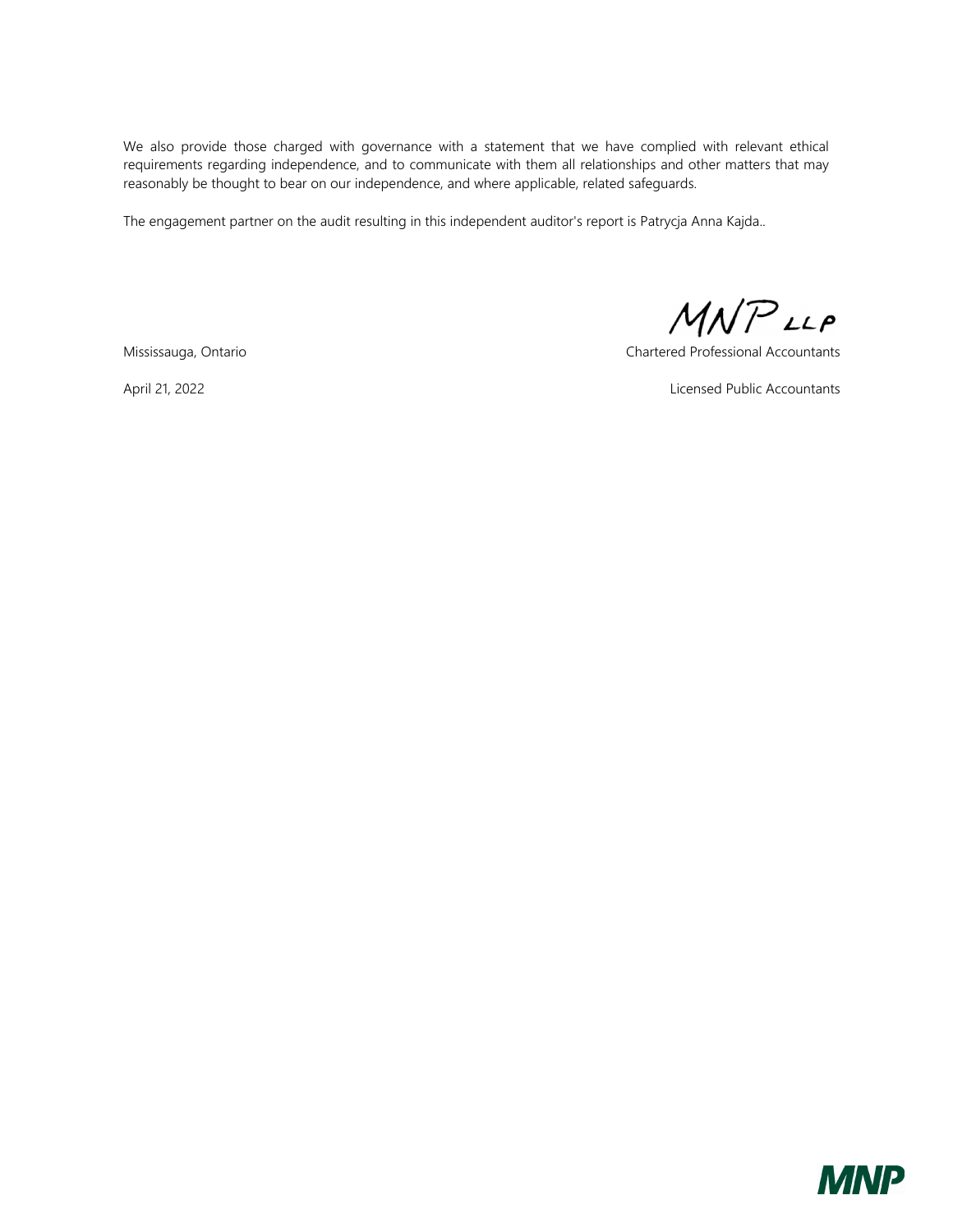We also provide those charged with governance with a statement that we have complied with relevant ethical requirements regarding independence, and to communicate with them all relationships and other matters that may reasonably be thought to bear on our independence, and where applicable, related safeguards.

The engagement partner on the audit resulting in this independent auditor's report is Patrycja Anna Kajda..

MNP LLP

Mississauga, Ontario

Chartered Professional Accountants

April 21, 2022

Licensed Public Accountants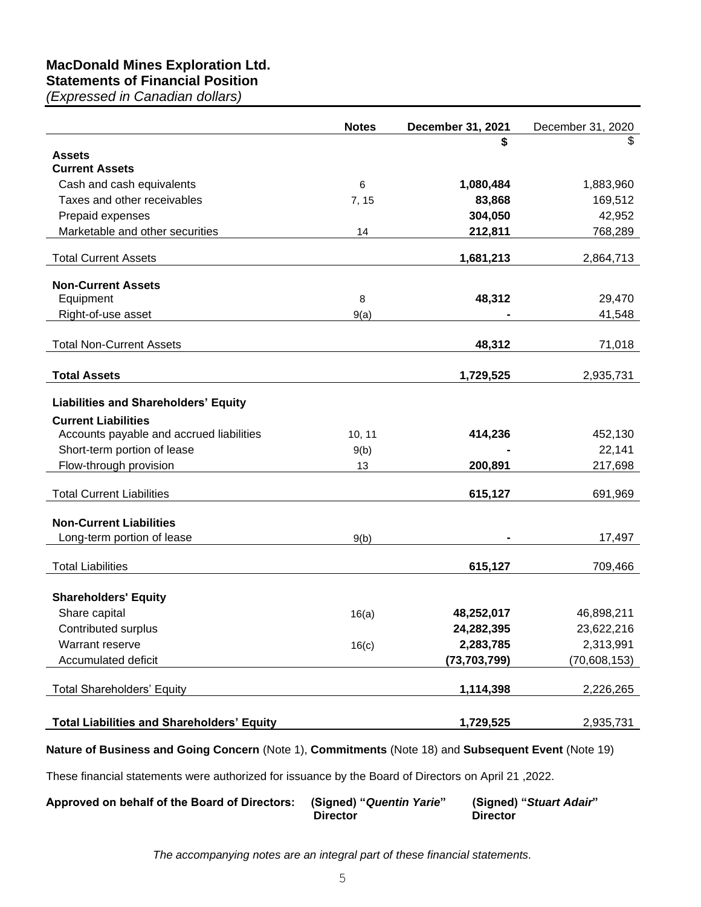# MacDonald Mines Exploration Ltd.
## Statements of Financial Position
*(Expressed in Canadian dollars)*

| | **Notes** | **December 31, 2021** | December 31, 2020 |
|---|---|---|---|
| | | **$** | $ |
| **Assets** | | | |
| **Current Assets** | | | |
| Cash and cash equivalents | 6 | **1,080,484** | 1,883,960 |
| Taxes and other receivables | 7, 15 | **83,868** | 169,512 |
| Prepaid expenses | | **304,050** | 42,952 |
| Marketable and other securities | 14 | **212,811** | 768,289 |
| Total Current Assets | | **1,681,213** | 2,864,713 |
| **Non-Current Assets** | | | |
| Equipment | 8 | **48,312** | 29,470 |
| Right-of-use asset | 9(a) | **-** | 41,548 |
| Total Non-Current Assets | | **48,312** | 71,018 |
| **Total Assets** | | **1,729,525** | 2,935,731 |
| **Liabilities and Shareholders' Equity** | | | |
| **Current Liabilities** | | | |
| Accounts payable and accrued liabilities | 10, 11 | **414,236** | 452,130 |
| Short-term portion of lease | 9(b) | **-** | 22,141 |
| Flow-through provision | 13 | **200,891** | 217,698 |
| Total Current Liabilities | | **615,127** | 691,969 |
| **Non-Current Liabilities** | | | |
| Long-term portion of lease | 9(b) | **-** | 17,497 |
| Total Liabilities | | **615,127** | 709,466 |
| **Shareholders' Equity** | | | |
| Share capital | 16(a) | **48,252,017** | 46,898,211 |
| Contributed surplus | | **24,282,395** | 23,622,216 |
| Warrant reserve | 16(c) | **2,283,785** | 2,313,991 |
| Accumulated deficit | | **(73,703,799)** | (70,608,153) |
| Total Shareholders' Equity | | **1,114,398** | 2,226,265 |
| **Total Liabilities and Shareholders' Equity** | | **1,729,525** | 2,935,731 |

**Nature of Business and Going Concern** (Note 1), **Commitments** (Note 18) and **Subsequent Event** (Note 19)

These financial statements were authorized for issuance by the Board of Directors on April 21 ,2022.

**Approved on behalf of the Board of Directors:** **(Signed) "*Quentin Yarie*"** **Director** **(Signed) "*Stuart Adair*"** **Director**

*The accompanying notes are an integral part of these financial statements.*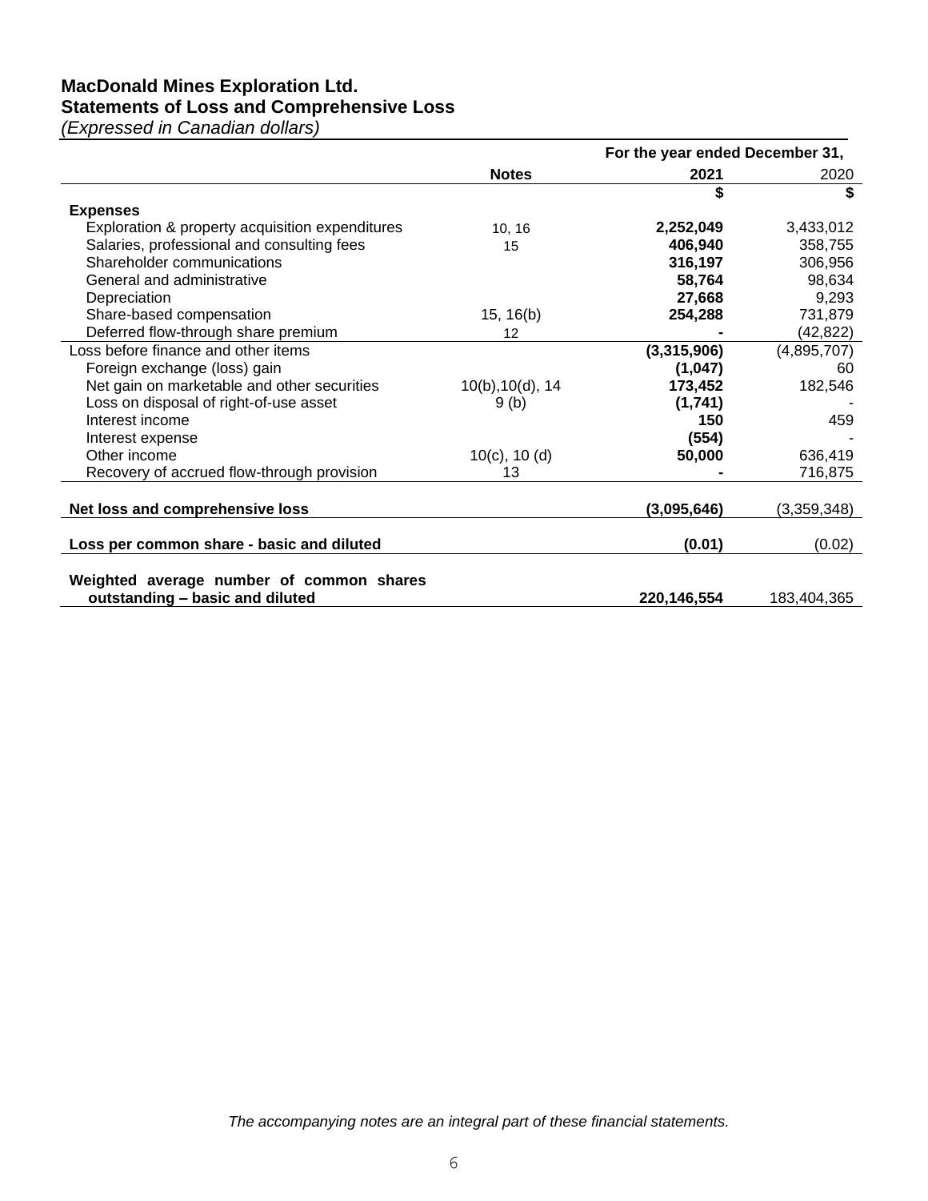**MacDonald Mines Exploration Ltd.**
**Statements of Loss and Comprehensive Loss**
*(Expressed in Canadian dollars)*

| | | For the year ended December 31, | |
|---|---|---|---|
| | **Notes** | **2021** | 2020 |
| | | **$** | **$** |
| **Expenses** | | | |
| Exploration & property acquisition expenditures | 10, 16 | **2,252,049** | 3,433,012 |
| Salaries, professional and consulting fees | 15 | **406,940** | 358,755 |
| Shareholder communications | | **316,197** | 306,956 |
| General and administrative | | **58,764** | 98,634 |
| Depreciation | | **27,668** | 9,293 |
| Share-based compensation | 15, 16(b) | **254,288** | 731,879 |
| Deferred flow-through share premium | 12 | **-** | (42,822) |
| Loss before finance and other items | | **(3,315,906)** | (4,895,707) |
| Foreign exchange (loss) gain | | **(1,047)** | 60 |
| Net gain on marketable and other securities | 10(b),10(d), 14 | **173,452** | 182,546 |
| Loss on disposal of right-of-use asset | 9 (b) | **(1,741)** | - |
| Interest income | | **150** | 459 |
| Interest expense | | **(554)** | - |
| Other income | 10(c), 10 (d) | **50,000** | 636,419 |
| Recovery of accrued flow-through provision | 13 | **-** | 716,875 |
| **Net loss and comprehensive loss** | | **(3,095,646)** | (3,359,348) |
| **Loss per common share - basic and diluted** | | **(0.01)** | (0.02) |
| **Weighted average number of common shares outstanding – basic and diluted** | | **220,146,554** | 183,404,365 |

*The accompanying notes are an integral part of these financial statements.*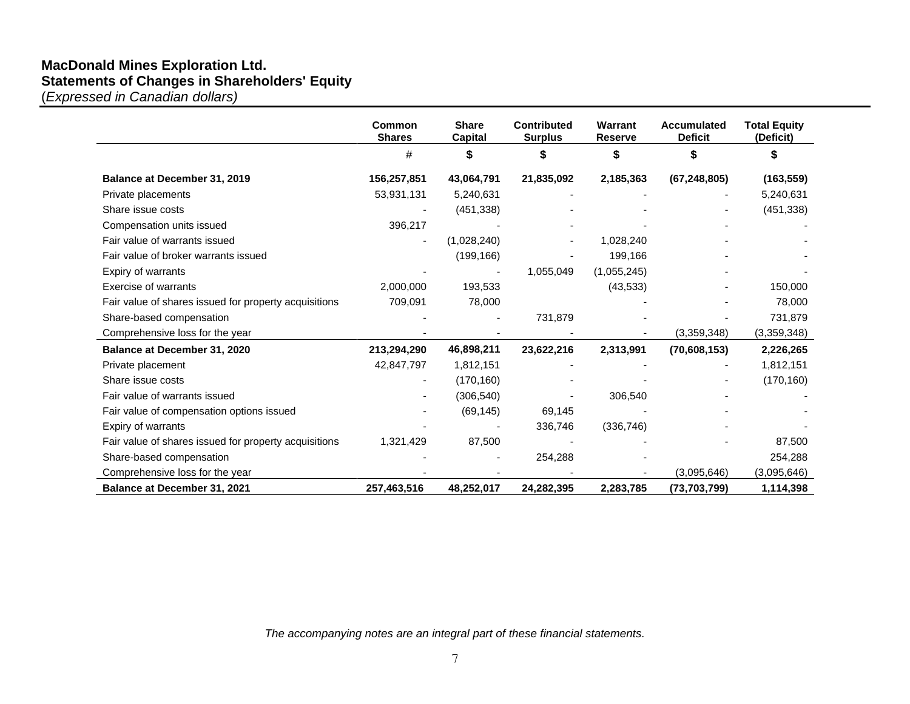**MacDonald Mines Exploration Ltd.**
**Statements of Changes in Shareholders' Equity**
*(Expressed in Canadian dollars)*

| | Common Shares | Share Capital | Contributed Surplus | Warrant Reserve | Accumulated Deficit | Total Equity (Deficit) |
|---|---|---|---|---|---|---|
| | # | $ | $ | $ | $ | $ |
| **Balance at December 31, 2019** | **156,257,851** | **43,064,791** | **21,835,092** | **2,185,363** | **(67,248,805)** | **(163,559)** |
| Private placements | 53,931,131 | 5,240,631 | - | - | - | 5,240,631 |
| Share issue costs | - | (451,338) | - | - | - | (451,338) |
| Compensation units issued | 396,217 | - | - | - | - | - |
| Fair value of warrants issued | - | (1,028,240) | - | 1,028,240 | - | - |
| Fair value of broker warrants issued | | (199,166) | - | 199,166 | - | - |
| Expiry of warrants | - | - | 1,055,049 | (1,055,245) | - | - |
| Exercise of warrants | 2,000,000 | 193,533 | - | (43,533) | - | 150,000 |
| Fair value of shares issued for property acquisitions | 709,091 | 78,000 | | - | - | 78,000 |
| Share-based compensation | - | - | 731,879 | - | - | 731,879 |
| Comprehensive loss for the year | - | - | - | - | (3,359,348) | (3,359,348) |
| **Balance at December 31, 2020** | **213,294,290** | **46,898,211** | **23,622,216** | **2,313,991** | **(70,608,153)** | **2,226,265** |
| Private placement | 42,847,797 | 1,812,151 | - | - | - | 1,812,151 |
| Share issue costs | - | (170,160) | - | - | - | (170,160) |
| Fair value of warrants issued | - | (306,540) | - | 306,540 | - | - |
| Fair value of compensation options issued | - | (69,145) | 69,145 | - | - | - |
| Expiry of warrants | - | - | 336,746 | (336,746) | - | - |
| Fair value of shares issued for property acquisitions | 1,321,429 | 87,500 | - | - | - | 87,500 |
| Share-based compensation | - | - | 254,288 | - | | 254,288 |
| Comprehensive loss for the year | - | - | - | - | (3,095,646) | (3,095,646) |
| **Balance at December 31, 2021** | **257,463,516** | **48,252,017** | **24,282,395** | **2,283,785** | **(73,703,799)** | **1,114,398** |

*The accompanying notes are an integral part of these financial statements.*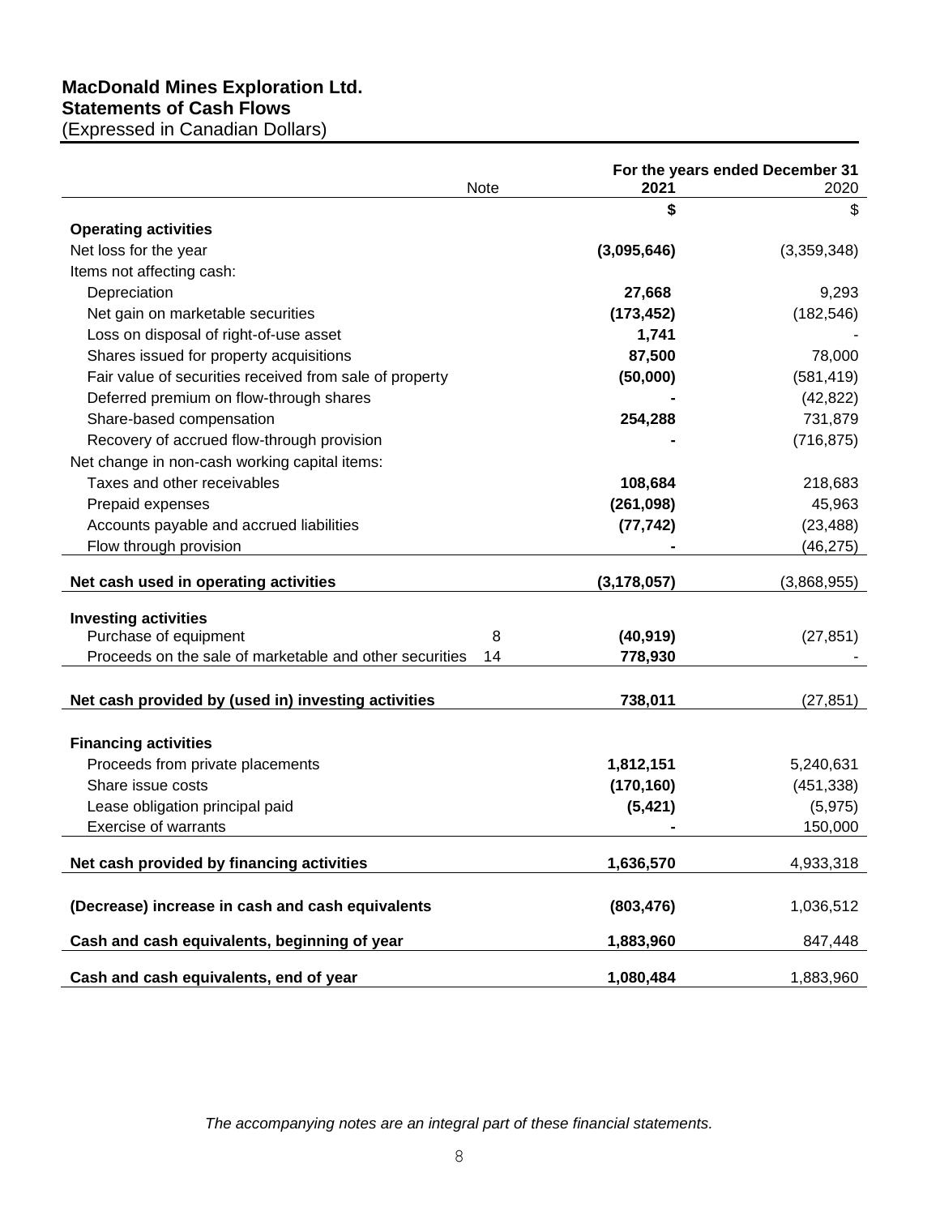# MacDonald Mines Exploration Ltd.
## Statements of Cash Flows
(Expressed in Canadian Dollars)

| | Note | For the years ended December 31 2021 | 2020 |
|---|---|---|---|
| | | **$** | $ |
| **Operating activities** | | | |
| Net loss for the year | | **(3,095,646)** | (3,359,348) |
| Items not affecting cash: | | | |
| Depreciation | | **27,668** | 9,293 |
| Net gain on marketable securities | | **(173,452)** | (182,546) |
| Loss on disposal of right-of-use asset | | **1,741** | - |
| Shares issued for property acquisitions | | **87,500** | 78,000 |
| Fair value of securities received from sale of property | | **(50,000)** | (581,419) |
| Deferred premium on flow-through shares | | **-** | (42,822) |
| Share-based compensation | | **254,288** | 731,879 |
| Recovery of accrued flow-through provision | | **-** | (716,875) |
| Net change in non-cash working capital items: | | | |
| Taxes and other receivables | | **108,684** | 218,683 |
| Prepaid expenses | | **(261,098)** | 45,963 |
| Accounts payable and accrued liabilities | | **(77,742)** | (23,488) |
| Flow through provision | | **-** | (46,275) |
| **Net cash used in operating activities** | | **(3,178,057)** | (3,868,955) |
| **Investing activities** | | | |
| Purchase of equipment | 8 | **(40,919)** | (27,851) |
| Proceeds on the sale of marketable and other securities | 14 | **778,930** | - |
| **Net cash provided by (used in) investing activities** | | **738,011** | (27,851) |
| **Financing activities** | | | |
| Proceeds from private placements | | **1,812,151** | 5,240,631 |
| Share issue costs | | **(170,160)** | (451,338) |
| Lease obligation principal paid | | **(5,421)** | (5,975) |
| Exercise of warrants | | **-** | 150,000 |
| **Net cash provided by financing activities** | | **1,636,570** | 4,933,318 |
| **(Decrease) increase in cash and cash equivalents** | | **(803,476)** | 1,036,512 |
| **Cash and cash equivalents, beginning of year** | | **1,883,960** | 847,448 |
| **Cash and cash equivalents, end of year** | | **1,080,484** | 1,883,960 |

*The accompanying notes are an integral part of these financial statements.*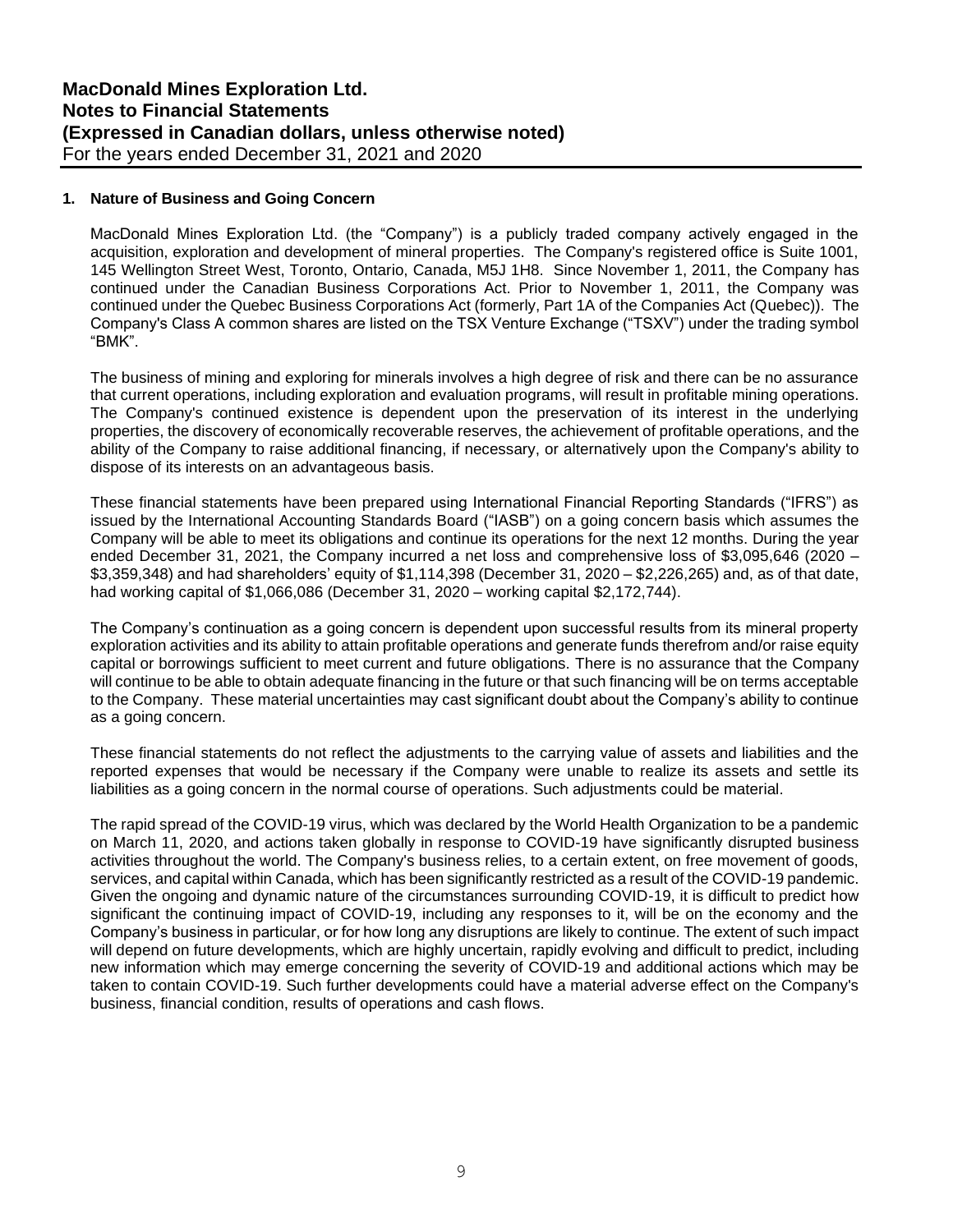## 1. Nature of Business and Going Concern

MacDonald Mines Exploration Ltd. (the "Company") is a publicly traded company actively engaged in the acquisition, exploration and development of mineral properties. The Company's registered office is Suite 1001, 145 Wellington Street West, Toronto, Ontario, Canada, M5J 1H8. Since November 1, 2011, the Company has continued under the Canadian Business Corporations Act. Prior to November 1, 2011, the Company was continued under the Quebec Business Corporations Act (formerly, Part 1A of the Companies Act (Quebec)). The Company's Class A common shares are listed on the TSX Venture Exchange ("TSXV") under the trading symbol "BMK".

The business of mining and exploring for minerals involves a high degree of risk and there can be no assurance that current operations, including exploration and evaluation programs, will result in profitable mining operations. The Company's continued existence is dependent upon the preservation of its interest in the underlying properties, the discovery of economically recoverable reserves, the achievement of profitable operations, and the ability of the Company to raise additional financing, if necessary, or alternatively upon the Company's ability to dispose of its interests on an advantageous basis.

These financial statements have been prepared using International Financial Reporting Standards ("IFRS") as issued by the International Accounting Standards Board ("IASB") on a going concern basis which assumes the Company will be able to meet its obligations and continue its operations for the next 12 months. During the year ended December 31, 2021, the Company incurred a net loss and comprehensive loss of $3,095,646 (2020 – $3,359,348) and had shareholders' equity of $1,114,398 (December 31, 2020 – $2,226,265) and, as of that date, had working capital of $1,066,086 (December 31, 2020 – working capital $2,172,744).

The Company's continuation as a going concern is dependent upon successful results from its mineral property exploration activities and its ability to attain profitable operations and generate funds therefrom and/or raise equity capital or borrowings sufficient to meet current and future obligations. There is no assurance that the Company will continue to be able to obtain adequate financing in the future or that such financing will be on terms acceptable to the Company. These material uncertainties may cast significant doubt about the Company's ability to continue as a going concern.

These financial statements do not reflect the adjustments to the carrying value of assets and liabilities and the reported expenses that would be necessary if the Company were unable to realize its assets and settle its liabilities as a going concern in the normal course of operations. Such adjustments could be material.

The rapid spread of the COVID-19 virus, which was declared by the World Health Organization to be a pandemic on March 11, 2020, and actions taken globally in response to COVID-19 have significantly disrupted business activities throughout the world. The Company's business relies, to a certain extent, on free movement of goods, services, and capital within Canada, which has been significantly restricted as a result of the COVID-19 pandemic. Given the ongoing and dynamic nature of the circumstances surrounding COVID-19, it is difficult to predict how significant the continuing impact of COVID-19, including any responses to it, will be on the economy and the Company's business in particular, or for how long any disruptions are likely to continue. The extent of such impact will depend on future developments, which are highly uncertain, rapidly evolving and difficult to predict, including new information which may emerge concerning the severity of COVID-19 and additional actions which may be taken to contain COVID-19. Such further developments could have a material adverse effect on the Company's business, financial condition, results of operations and cash flows.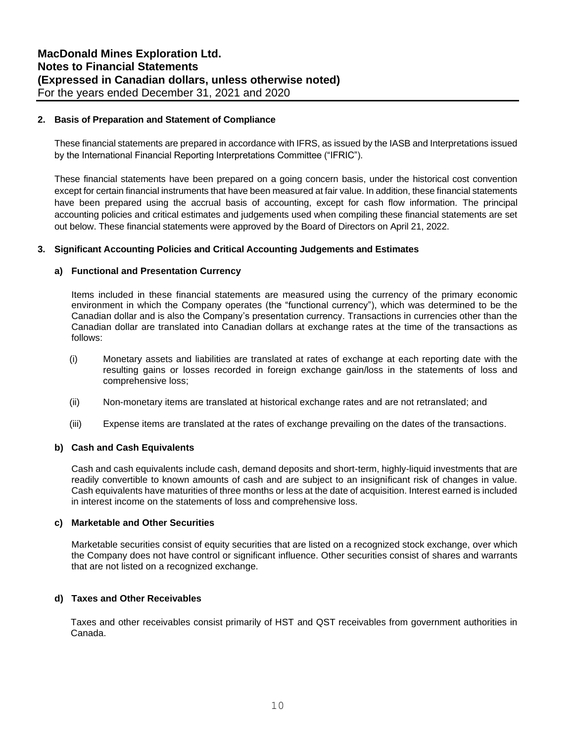## 2. Basis of Preparation and Statement of Compliance

These financial statements are prepared in accordance with IFRS, as issued by the IASB and Interpretations issued by the International Financial Reporting Interpretations Committee ("IFRIC").

These financial statements have been prepared on a going concern basis, under the historical cost convention except for certain financial instruments that have been measured at fair value. In addition, these financial statements have been prepared using the accrual basis of accounting, except for cash flow information. The principal accounting policies and critical estimates and judgements used when compiling these financial statements are set out below. These financial statements were approved by the Board of Directors on April 21, 2022.

## 3. Significant Accounting Policies and Critical Accounting Judgements and Estimates

### a) Functional and Presentation Currency

Items included in these financial statements are measured using the currency of the primary economic environment in which the Company operates (the "functional currency"), which was determined to be the Canadian dollar and is also the Company's presentation currency. Transactions in currencies other than the Canadian dollar are translated into Canadian dollars at exchange rates at the time of the transactions as follows:

(i) Monetary assets and liabilities are translated at rates of exchange at each reporting date with the resulting gains or losses recorded in foreign exchange gain/loss in the statements of loss and comprehensive loss;

(ii) Non-monetary items are translated at historical exchange rates and are not retranslated; and

(iii) Expense items are translated at the rates of exchange prevailing on the dates of the transactions.

### b) Cash and Cash Equivalents

Cash and cash equivalents include cash, demand deposits and short-term, highly-liquid investments that are readily convertible to known amounts of cash and are subject to an insignificant risk of changes in value. Cash equivalents have maturities of three months or less at the date of acquisition. Interest earned is included in interest income on the statements of loss and comprehensive loss.

### c) Marketable and Other Securities

Marketable securities consist of equity securities that are listed on a recognized stock exchange, over which the Company does not have control or significant influence. Other securities consist of shares and warrants that are not listed on a recognized exchange.

### d) Taxes and Other Receivables

Taxes and other receivables consist primarily of HST and QST receivables from government authorities in Canada.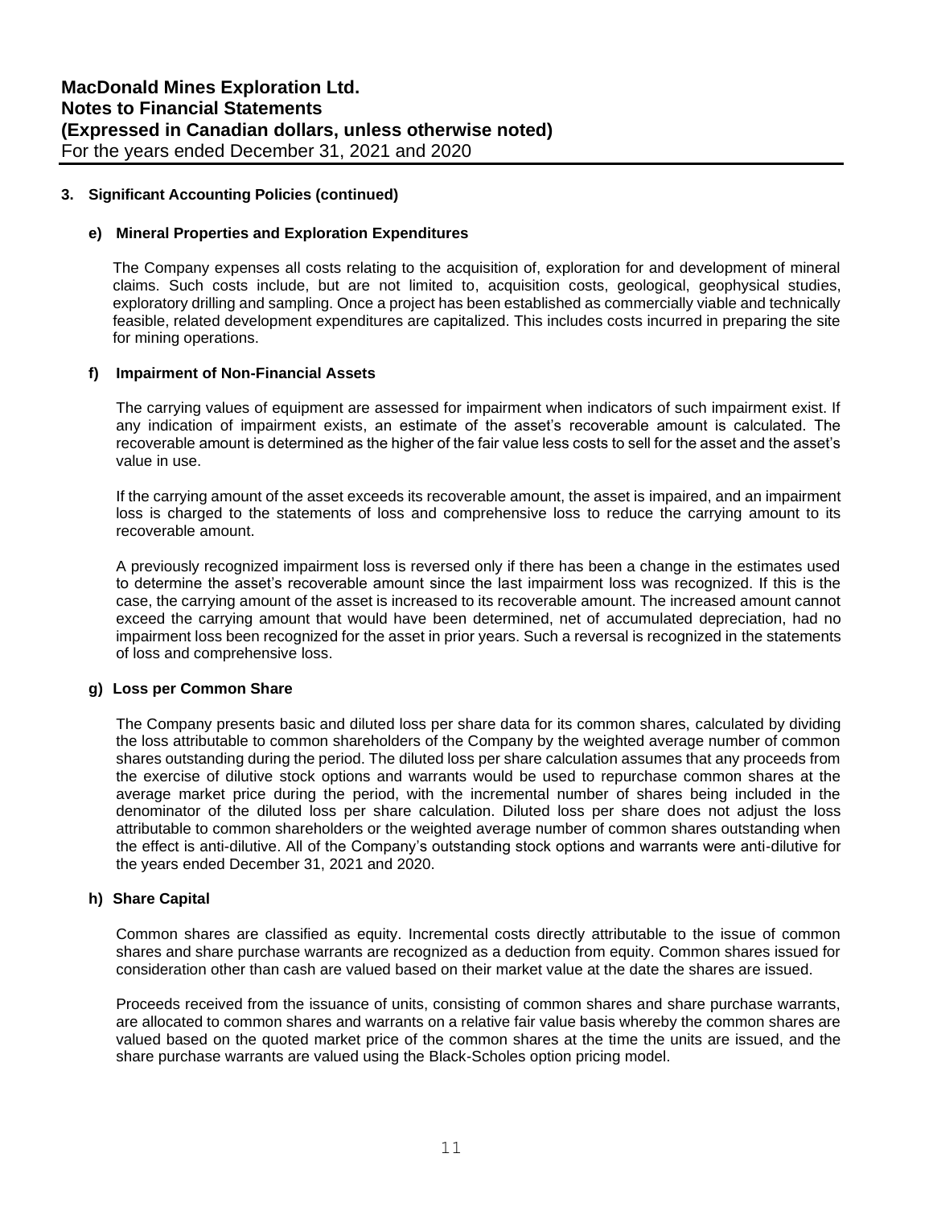### 3. Significant Accounting Policies (continued)

#### e) Mineral Properties and Exploration Expenditures

The Company expenses all costs relating to the acquisition of, exploration for and development of mineral claims. Such costs include, but are not limited to, acquisition costs, geological, geophysical studies, exploratory drilling and sampling. Once a project has been established as commercially viable and technically feasible, related development expenditures are capitalized. This includes costs incurred in preparing the site for mining operations.

#### f) Impairment of Non-Financial Assets

The carrying values of equipment are assessed for impairment when indicators of such impairment exist. If any indication of impairment exists, an estimate of the asset's recoverable amount is calculated. The recoverable amount is determined as the higher of the fair value less costs to sell for the asset and the asset's value in use.

If the carrying amount of the asset exceeds its recoverable amount, the asset is impaired, and an impairment loss is charged to the statements of loss and comprehensive loss to reduce the carrying amount to its recoverable amount.

A previously recognized impairment loss is reversed only if there has been a change in the estimates used to determine the asset's recoverable amount since the last impairment loss was recognized. If this is the case, the carrying amount of the asset is increased to its recoverable amount. The increased amount cannot exceed the carrying amount that would have been determined, net of accumulated depreciation, had no impairment loss been recognized for the asset in prior years. Such a reversal is recognized in the statements of loss and comprehensive loss.

#### g) Loss per Common Share

The Company presents basic and diluted loss per share data for its common shares, calculated by dividing the loss attributable to common shareholders of the Company by the weighted average number of common shares outstanding during the period. The diluted loss per share calculation assumes that any proceeds from the exercise of dilutive stock options and warrants would be used to repurchase common shares at the average market price during the period, with the incremental number of shares being included in the denominator of the diluted loss per share calculation. Diluted loss per share does not adjust the loss attributable to common shareholders or the weighted average number of common shares outstanding when the effect is anti-dilutive. All of the Company's outstanding stock options and warrants were anti-dilutive for the years ended December 31, 2021 and 2020.

#### h) Share Capital

Common shares are classified as equity. Incremental costs directly attributable to the issue of common shares and share purchase warrants are recognized as a deduction from equity. Common shares issued for consideration other than cash are valued based on their market value at the date the shares are issued.

Proceeds received from the issuance of units, consisting of common shares and share purchase warrants, are allocated to common shares and warrants on a relative fair value basis whereby the common shares are valued based on the quoted market price of the common shares at the time the units are issued, and the share purchase warrants are valued using the Black-Scholes option pricing model.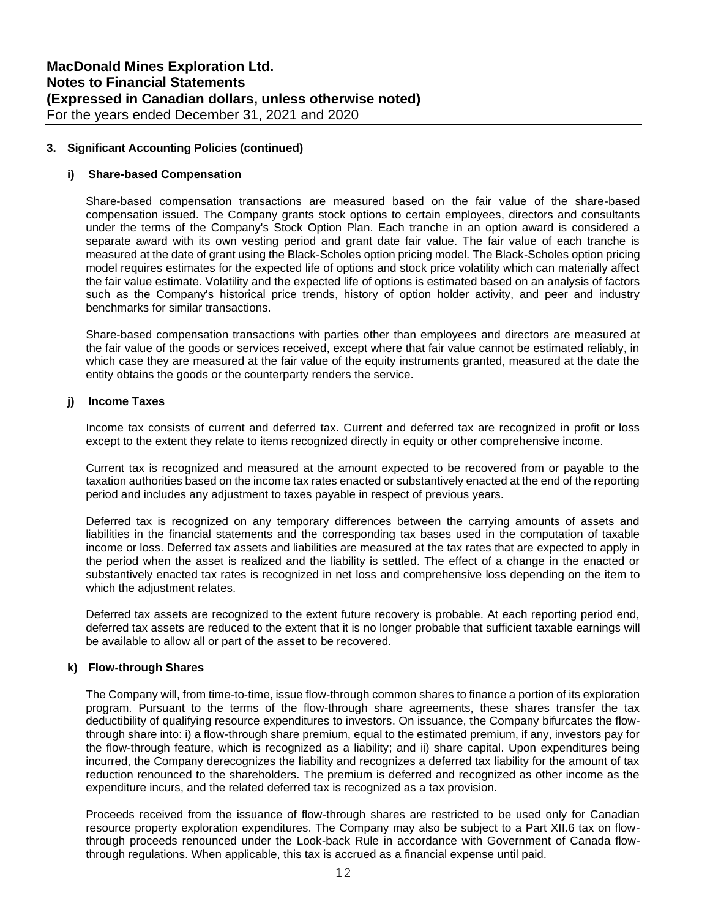### 3. Significant Accounting Policies (continued)

#### i) Share-based Compensation

Share-based compensation transactions are measured based on the fair value of the share-based compensation issued. The Company grants stock options to certain employees, directors and consultants under the terms of the Company's Stock Option Plan. Each tranche in an option award is considered a separate award with its own vesting period and grant date fair value. The fair value of each tranche is measured at the date of grant using the Black-Scholes option pricing model. The Black-Scholes option pricing model requires estimates for the expected life of options and stock price volatility which can materially affect the fair value estimate. Volatility and the expected life of options is estimated based on an analysis of factors such as the Company's historical price trends, history of option holder activity, and peer and industry benchmarks for similar transactions.

Share-based compensation transactions with parties other than employees and directors are measured at the fair value of the goods or services received, except where that fair value cannot be estimated reliably, in which case they are measured at the fair value of the equity instruments granted, measured at the date the entity obtains the goods or the counterparty renders the service.

#### j) Income Taxes

Income tax consists of current and deferred tax. Current and deferred tax are recognized in profit or loss except to the extent they relate to items recognized directly in equity or other comprehensive income.

Current tax is recognized and measured at the amount expected to be recovered from or payable to the taxation authorities based on the income tax rates enacted or substantively enacted at the end of the reporting period and includes any adjustment to taxes payable in respect of previous years.

Deferred tax is recognized on any temporary differences between the carrying amounts of assets and liabilities in the financial statements and the corresponding tax bases used in the computation of taxable income or loss. Deferred tax assets and liabilities are measured at the tax rates that are expected to apply in the period when the asset is realized and the liability is settled. The effect of a change in the enacted or substantively enacted tax rates is recognized in net loss and comprehensive loss depending on the item to which the adjustment relates.

Deferred tax assets are recognized to the extent future recovery is probable. At each reporting period end, deferred tax assets are reduced to the extent that it is no longer probable that sufficient taxable earnings will be available to allow all or part of the asset to be recovered.

#### k) Flow-through Shares

The Company will, from time-to-time, issue flow-through common shares to finance a portion of its exploration program. Pursuant to the terms of the flow-through share agreements, these shares transfer the tax deductibility of qualifying resource expenditures to investors. On issuance, the Company bifurcates the flow-through share into: i) a flow-through share premium, equal to the estimated premium, if any, investors pay for the flow-through feature, which is recognized as a liability; and ii) share capital. Upon expenditures being incurred, the Company derecognizes the liability and recognizes a deferred tax liability for the amount of tax reduction renounced to the shareholders. The premium is deferred and recognized as other income as the expenditure incurs, and the related deferred tax is recognized as a tax provision.

Proceeds received from the issuance of flow-through shares are restricted to be used only for Canadian resource property exploration expenditures. The Company may also be subject to a Part XII.6 tax on flow-through proceeds renounced under the Look-back Rule in accordance with Government of Canada flow-through regulations. When applicable, this tax is accrued as a financial expense until paid.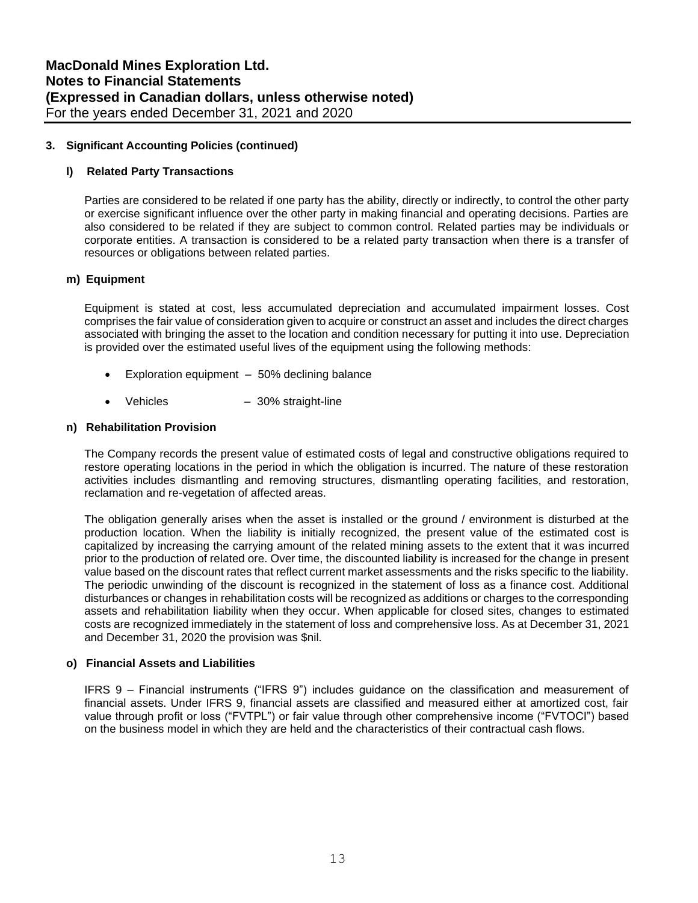## 3. Significant Accounting Policies (continued)

### l) Related Party Transactions

Parties are considered to be related if one party has the ability, directly or indirectly, to control the other party or exercise significant influence over the other party in making financial and operating decisions. Parties are also considered to be related if they are subject to common control. Related parties may be individuals or corporate entities. A transaction is considered to be a related party transaction when there is a transfer of resources or obligations between related parties.

### m) Equipment

Equipment is stated at cost, less accumulated depreciation and accumulated impairment losses. Cost comprises the fair value of consideration given to acquire or construct an asset and includes the direct charges associated with bringing the asset to the location and condition necessary for putting it into use. Depreciation is provided over the estimated useful lives of the equipment using the following methods:

- Exploration equipment – 50% declining balance
- Vehicles – 30% straight-line

### n) Rehabilitation Provision

The Company records the present value of estimated costs of legal and constructive obligations required to restore operating locations in the period in which the obligation is incurred. The nature of these restoration activities includes dismantling and removing structures, dismantling operating facilities, and restoration, reclamation and re-vegetation of affected areas.

The obligation generally arises when the asset is installed or the ground / environment is disturbed at the production location. When the liability is initially recognized, the present value of the estimated cost is capitalized by increasing the carrying amount of the related mining assets to the extent that it was incurred prior to the production of related ore. Over time, the discounted liability is increased for the change in present value based on the discount rates that reflect current market assessments and the risks specific to the liability. The periodic unwinding of the discount is recognized in the statement of loss as a finance cost. Additional disturbances or changes in rehabilitation costs will be recognized as additions or charges to the corresponding assets and rehabilitation liability when they occur. When applicable for closed sites, changes to estimated costs are recognized immediately in the statement of loss and comprehensive loss. As at December 31, 2021 and December 31, 2020 the provision was $nil.

### o) Financial Assets and Liabilities

IFRS 9 – Financial instruments ("IFRS 9") includes guidance on the classification and measurement of financial assets. Under IFRS 9, financial assets are classified and measured either at amortized cost, fair value through profit or loss ("FVTPL") or fair value through other comprehensive income ("FVTOCI") based on the business model in which they are held and the characteristics of their contractual cash flows.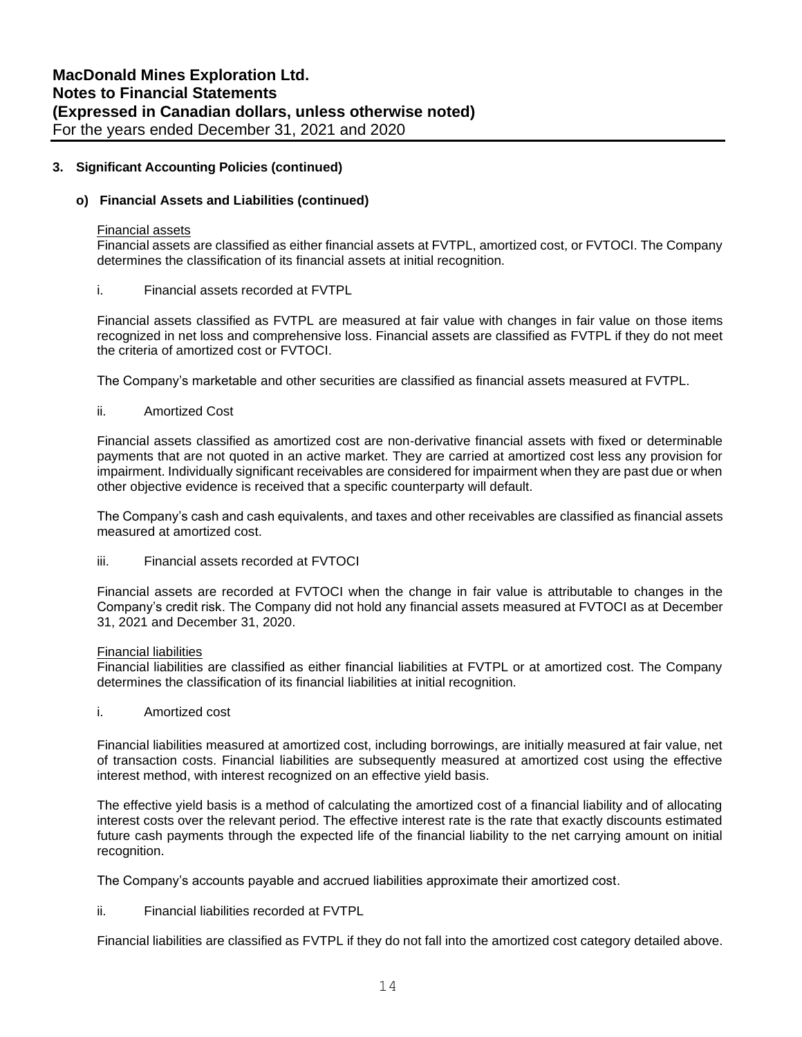## 3. Significant Accounting Policies (continued)

### o) Financial Assets and Liabilities (continued)

Financial assets

Financial assets are classified as either financial assets at FVTPL, amortized cost, or FVTOCI. The Company determines the classification of its financial assets at initial recognition.

i. Financial assets recorded at FVTPL

Financial assets classified as FVTPL are measured at fair value with changes in fair value on those items recognized in net loss and comprehensive loss. Financial assets are classified as FVTPL if they do not meet the criteria of amortized cost or FVTOCI.

The Company's marketable and other securities are classified as financial assets measured at FVTPL.

ii. Amortized Cost

Financial assets classified as amortized cost are non-derivative financial assets with fixed or determinable payments that are not quoted in an active market. They are carried at amortized cost less any provision for impairment. Individually significant receivables are considered for impairment when they are past due or when other objective evidence is received that a specific counterparty will default.

The Company's cash and cash equivalents, and taxes and other receivables are classified as financial assets measured at amortized cost.

iii. Financial assets recorded at FVTOCI

Financial assets are recorded at FVTOCI when the change in fair value is attributable to changes in the Company's credit risk. The Company did not hold any financial assets measured at FVTOCI as at December 31, 2021 and December 31, 2020.

Financial liabilities

Financial liabilities are classified as either financial liabilities at FVTPL or at amortized cost. The Company determines the classification of its financial liabilities at initial recognition.

i. Amortized cost

Financial liabilities measured at amortized cost, including borrowings, are initially measured at fair value, net of transaction costs. Financial liabilities are subsequently measured at amortized cost using the effective interest method, with interest recognized on an effective yield basis.

The effective yield basis is a method of calculating the amortized cost of a financial liability and of allocating interest costs over the relevant period. The effective interest rate is the rate that exactly discounts estimated future cash payments through the expected life of the financial liability to the net carrying amount on initial recognition.

The Company's accounts payable and accrued liabilities approximate their amortized cost.

ii. Financial liabilities recorded at FVTPL

Financial liabilities are classified as FVTPL if they do not fall into the amortized cost category detailed above.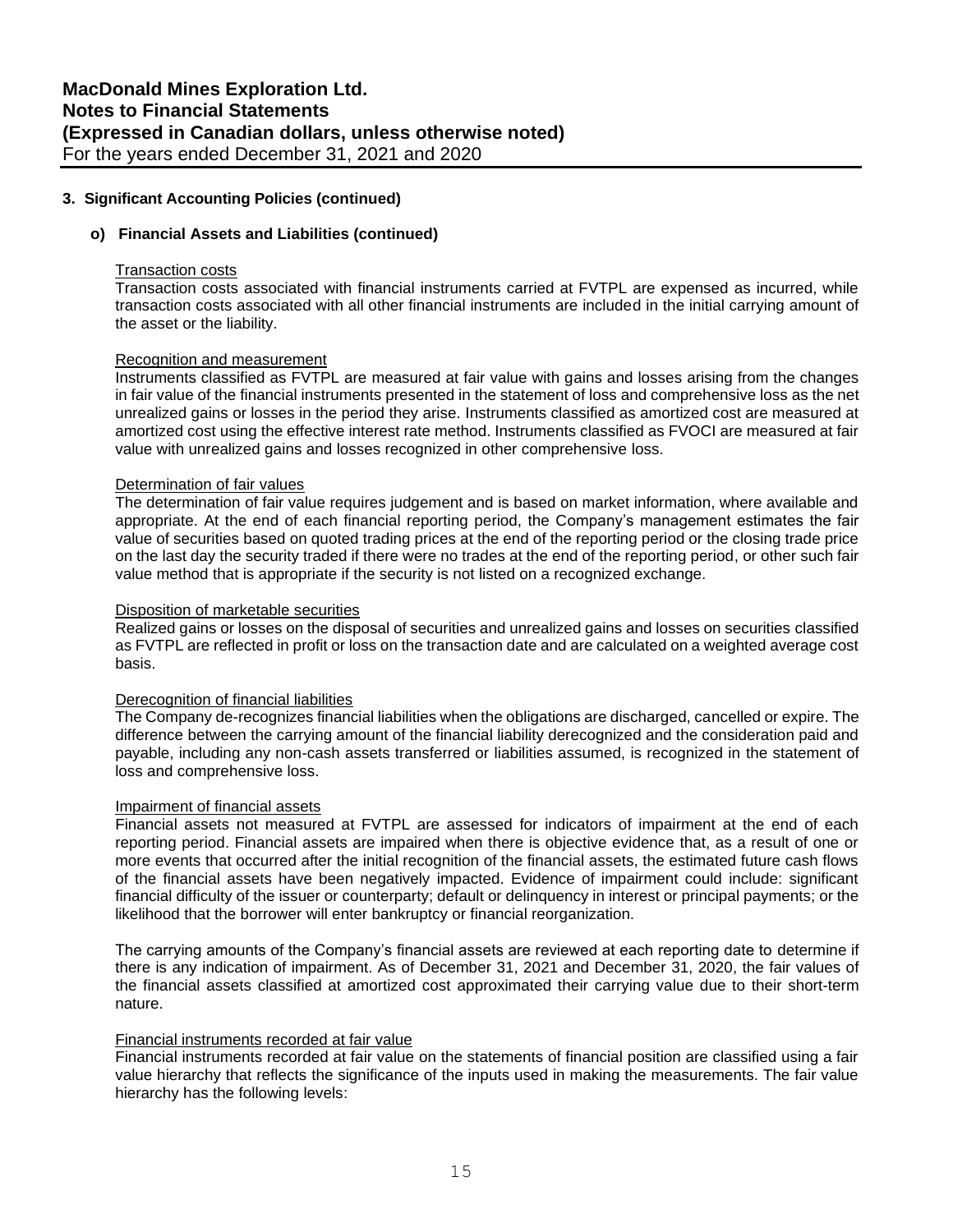### 3. Significant Accounting Policies (continued)

#### o) Financial Assets and Liabilities (continued)

Transaction costs

Transaction costs associated with financial instruments carried at FVTPL are expensed as incurred, while transaction costs associated with all other financial instruments are included in the initial carrying amount of the asset or the liability.

Recognition and measurement

Instruments classified as FVTPL are measured at fair value with gains and losses arising from the changes in fair value of the financial instruments presented in the statement of loss and comprehensive loss as the net unrealized gains or losses in the period they arise. Instruments classified as amortized cost are measured at amortized cost using the effective interest rate method. Instruments classified as FVOCI are measured at fair value with unrealized gains and losses recognized in other comprehensive loss.

Determination of fair values

The determination of fair value requires judgement and is based on market information, where available and appropriate. At the end of each financial reporting period, the Company's management estimates the fair value of securities based on quoted trading prices at the end of the reporting period or the closing trade price on the last day the security traded if there were no trades at the end of the reporting period, or other such fair value method that is appropriate if the security is not listed on a recognized exchange.

Disposition of marketable securities

Realized gains or losses on the disposal of securities and unrealized gains and losses on securities classified as FVTPL are reflected in profit or loss on the transaction date and are calculated on a weighted average cost basis.

Derecognition of financial liabilities

The Company de-recognizes financial liabilities when the obligations are discharged, cancelled or expire. The difference between the carrying amount of the financial liability derecognized and the consideration paid and payable, including any non-cash assets transferred or liabilities assumed, is recognized in the statement of loss and comprehensive loss.

Impairment of financial assets

Financial assets not measured at FVTPL are assessed for indicators of impairment at the end of each reporting period. Financial assets are impaired when there is objective evidence that, as a result of one or more events that occurred after the initial recognition of the financial assets, the estimated future cash flows of the financial assets have been negatively impacted. Evidence of impairment could include: significant financial difficulty of the issuer or counterparty; default or delinquency in interest or principal payments; or the likelihood that the borrower will enter bankruptcy or financial reorganization.

The carrying amounts of the Company's financial assets are reviewed at each reporting date to determine if there is any indication of impairment. As of December 31, 2021 and December 31, 2020, the fair values of the financial assets classified at amortized cost approximated their carrying value due to their short-term nature.

Financial instruments recorded at fair value

Financial instruments recorded at fair value on the statements of financial position are classified using a fair value hierarchy that reflects the significance of the inputs used in making the measurements. The fair value hierarchy has the following levels: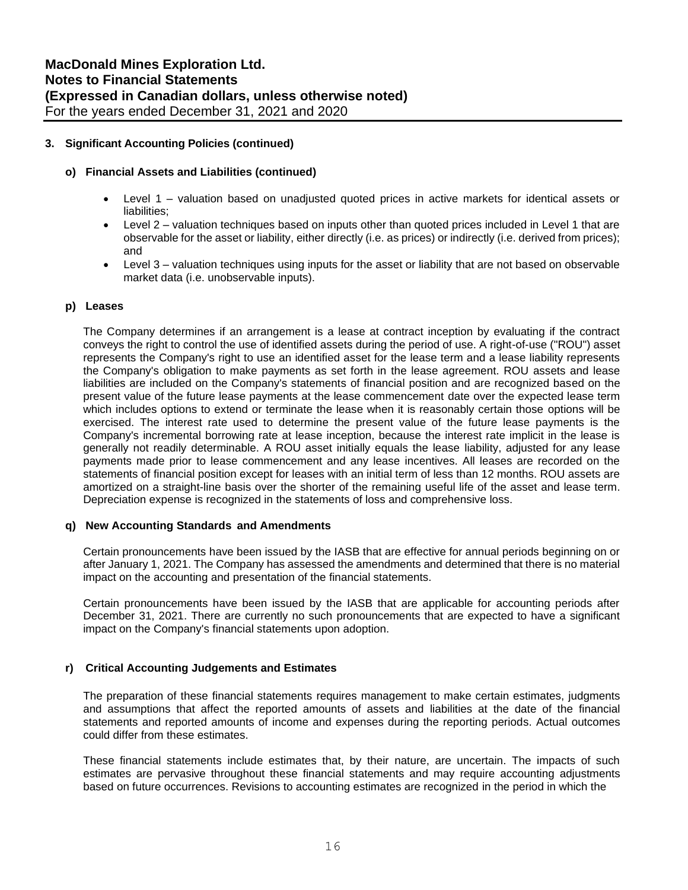### 3. Significant Accounting Policies (continued)

#### o) Financial Assets and Liabilities (continued)

- Level 1 – valuation based on unadjusted quoted prices in active markets for identical assets or liabilities;
- Level 2 – valuation techniques based on inputs other than quoted prices included in Level 1 that are observable for the asset or liability, either directly (i.e. as prices) or indirectly (i.e. derived from prices); and
- Level 3 – valuation techniques using inputs for the asset or liability that are not based on observable market data (i.e. unobservable inputs).

#### p) Leases

The Company determines if an arrangement is a lease at contract inception by evaluating if the contract conveys the right to control the use of identified assets during the period of use. A right-of-use ("ROU") asset represents the Company's right to use an identified asset for the lease term and a lease liability represents the Company's obligation to make payments as set forth in the lease agreement. ROU assets and lease liabilities are included on the Company's statements of financial position and are recognized based on the present value of the future lease payments at the lease commencement date over the expected lease term which includes options to extend or terminate the lease when it is reasonably certain those options will be exercised. The interest rate used to determine the present value of the future lease payments is the Company's incremental borrowing rate at lease inception, because the interest rate implicit in the lease is generally not readily determinable. A ROU asset initially equals the lease liability, adjusted for any lease payments made prior to lease commencement and any lease incentives. All leases are recorded on the statements of financial position except for leases with an initial term of less than 12 months. ROU assets are amortized on a straight-line basis over the shorter of the remaining useful life of the asset and lease term. Depreciation expense is recognized in the statements of loss and comprehensive loss.

#### q) New Accounting Standards and Amendments

Certain pronouncements have been issued by the IASB that are effective for annual periods beginning on or after January 1, 2021. The Company has assessed the amendments and determined that there is no material impact on the accounting and presentation of the financial statements.

Certain pronouncements have been issued by the IASB that are applicable for accounting periods after December 31, 2021. There are currently no such pronouncements that are expected to have a significant impact on the Company's financial statements upon adoption.

#### r) Critical Accounting Judgements and Estimates

The preparation of these financial statements requires management to make certain estimates, judgments and assumptions that affect the reported amounts of assets and liabilities at the date of the financial statements and reported amounts of income and expenses during the reporting periods. Actual outcomes could differ from these estimates.

These financial statements include estimates that, by their nature, are uncertain. The impacts of such estimates are pervasive throughout these financial statements and may require accounting adjustments based on future occurrences. Revisions to accounting estimates are recognized in the period in which the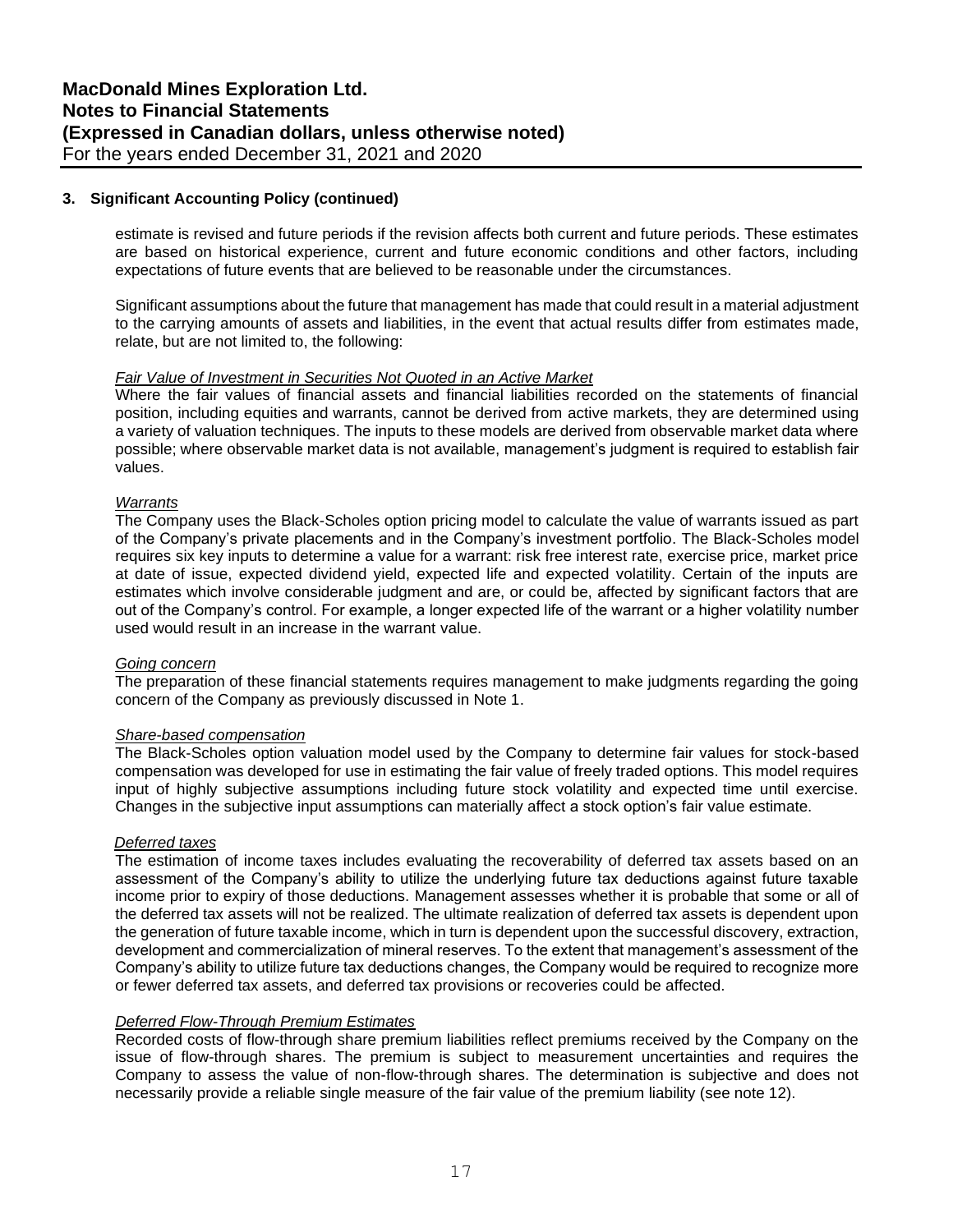## 3. Significant Accounting Policy (continued)

estimate is revised and future periods if the revision affects both current and future periods. These estimates are based on historical experience, current and future economic conditions and other factors, including expectations of future events that are believed to be reasonable under the circumstances.

Significant assumptions about the future that management has made that could result in a material adjustment to the carrying amounts of assets and liabilities, in the event that actual results differ from estimates made, relate, but are not limited to, the following:

*Fair Value of Investment in Securities Not Quoted in an Active Market*

Where the fair values of financial assets and financial liabilities recorded on the statements of financial position, including equities and warrants, cannot be derived from active markets, they are determined using a variety of valuation techniques. The inputs to these models are derived from observable market data where possible; where observable market data is not available, management's judgment is required to establish fair values.

*Warrants*

The Company uses the Black-Scholes option pricing model to calculate the value of warrants issued as part of the Company's private placements and in the Company's investment portfolio. The Black-Scholes model requires six key inputs to determine a value for a warrant: risk free interest rate, exercise price, market price at date of issue, expected dividend yield, expected life and expected volatility. Certain of the inputs are estimates which involve considerable judgment and are, or could be, affected by significant factors that are out of the Company's control. For example, a longer expected life of the warrant or a higher volatility number used would result in an increase in the warrant value.

*Going concern*

The preparation of these financial statements requires management to make judgments regarding the going concern of the Company as previously discussed in Note 1.

*Share-based compensation*

The Black-Scholes option valuation model used by the Company to determine fair values for stock-based compensation was developed for use in estimating the fair value of freely traded options. This model requires input of highly subjective assumptions including future stock volatility and expected time until exercise. Changes in the subjective input assumptions can materially affect a stock option's fair value estimate.

*Deferred taxes*

The estimation of income taxes includes evaluating the recoverability of deferred tax assets based on an assessment of the Company's ability to utilize the underlying future tax deductions against future taxable income prior to expiry of those deductions. Management assesses whether it is probable that some or all of the deferred tax assets will not be realized. The ultimate realization of deferred tax assets is dependent upon the generation of future taxable income, which in turn is dependent upon the successful discovery, extraction, development and commercialization of mineral reserves. To the extent that management's assessment of the Company's ability to utilize future tax deductions changes, the Company would be required to recognize more or fewer deferred tax assets, and deferred tax provisions or recoveries could be affected.

*Deferred Flow-Through Premium Estimates*

Recorded costs of flow-through share premium liabilities reflect premiums received by the Company on the issue of flow-through shares. The premium is subject to measurement uncertainties and requires the Company to assess the value of non-flow-through shares. The determination is subjective and does not necessarily provide a reliable single measure of the fair value of the premium liability (see note 12).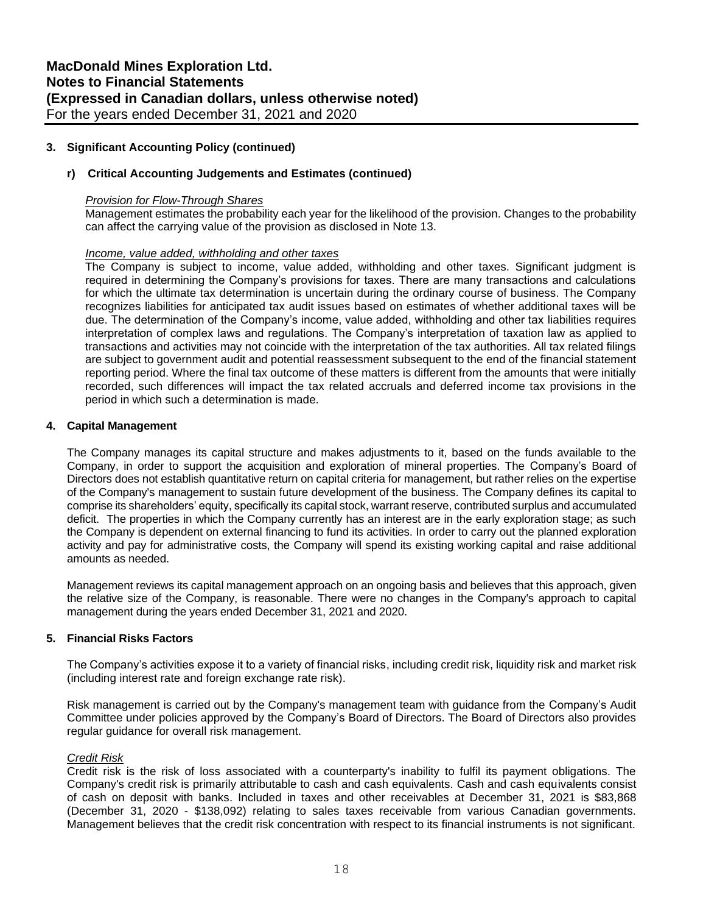### 3. Significant Accounting Policy (continued)

#### r) Critical Accounting Judgements and Estimates (continued)

*Provision for Flow-Through Shares*

Management estimates the probability each year for the likelihood of the provision. Changes to the probability can affect the carrying value of the provision as disclosed in Note 13.

*Income, value added, withholding and other taxes*

The Company is subject to income, value added, withholding and other taxes. Significant judgment is required in determining the Company's provisions for taxes. There are many transactions and calculations for which the ultimate tax determination is uncertain during the ordinary course of business. The Company recognizes liabilities for anticipated tax audit issues based on estimates of whether additional taxes will be due. The determination of the Company's income, value added, withholding and other tax liabilities requires interpretation of complex laws and regulations. The Company's interpretation of taxation law as applied to transactions and activities may not coincide with the interpretation of the tax authorities. All tax related filings are subject to government audit and potential reassessment subsequent to the end of the financial statement reporting period. Where the final tax outcome of these matters is different from the amounts that were initially recorded, such differences will impact the tax related accruals and deferred income tax provisions in the period in which such a determination is made.

### 4. Capital Management

The Company manages its capital structure and makes adjustments to it, based on the funds available to the Company, in order to support the acquisition and exploration of mineral properties. The Company's Board of Directors does not establish quantitative return on capital criteria for management, but rather relies on the expertise of the Company's management to sustain future development of the business. The Company defines its capital to comprise its shareholders' equity, specifically its capital stock, warrant reserve, contributed surplus and accumulated deficit. The properties in which the Company currently has an interest are in the early exploration stage; as such the Company is dependent on external financing to fund its activities. In order to carry out the planned exploration activity and pay for administrative costs, the Company will spend its existing working capital and raise additional amounts as needed.

Management reviews its capital management approach on an ongoing basis and believes that this approach, given the relative size of the Company, is reasonable. There were no changes in the Company's approach to capital management during the years ended December 31, 2021 and 2020.

### 5. Financial Risks Factors

The Company's activities expose it to a variety of financial risks, including credit risk, liquidity risk and market risk (including interest rate and foreign exchange rate risk).

Risk management is carried out by the Company's management team with guidance from the Company's Audit Committee under policies approved by the Company's Board of Directors. The Board of Directors also provides regular guidance for overall risk management.

*Credit Risk*

Credit risk is the risk of loss associated with a counterparty's inability to fulfil its payment obligations. The Company's credit risk is primarily attributable to cash and cash equivalents. Cash and cash equivalents consist of cash on deposit with banks. Included in taxes and other receivables at December 31, 2021 is $83,868 (December 31, 2020 - $138,092) relating to sales taxes receivable from various Canadian governments. Management believes that the credit risk concentration with respect to its financial instruments is not significant.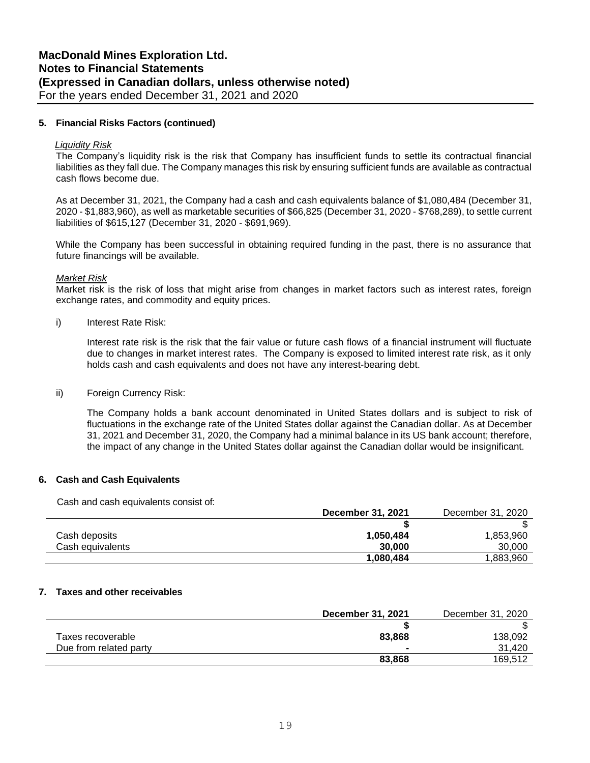### 5. Financial Risks Factors (continued)

*Liquidity Risk*

The Company's liquidity risk is the risk that Company has insufficient funds to settle its contractual financial liabilities as they fall due. The Company manages this risk by ensuring sufficient funds are available as contractual cash flows become due.

As at December 31, 2021, the Company had a cash and cash equivalents balance of $1,080,484 (December 31, 2020 - $1,883,960), as well as marketable securities of $66,825 (December 31, 2020 - $768,289), to settle current liabilities of $615,127 (December 31, 2020 - $691,969).

While the Company has been successful in obtaining required funding in the past, there is no assurance that future financings will be available.

*Market Risk*

Market risk is the risk of loss that might arise from changes in market factors such as interest rates, foreign exchange rates, and commodity and equity prices.

i) Interest Rate Risk:

Interest rate risk is the risk that the fair value or future cash flows of a financial instrument will fluctuate due to changes in market interest rates. The Company is exposed to limited interest rate risk, as it only holds cash and cash equivalents and does not have any interest-bearing debt.

ii) Foreign Currency Risk:

The Company holds a bank account denominated in United States dollars and is subject to risk of fluctuations in the exchange rate of the United States dollar against the Canadian dollar. As at December 31, 2021 and December 31, 2020, the Company had a minimal balance in its US bank account; therefore, the impact of any change in the United States dollar against the Canadian dollar would be insignificant.

### 6. Cash and Cash Equivalents

Cash and cash equivalents consist of:

| | **December 31, 2021** | December 31, 2020 |
|---|---|---|
| | **$** | $ |
| Cash deposits | **1,050,484** | 1,853,960 |
| Cash equivalents | **30,000** | 30,000 |
| | **1,080,484** | 1,883,960 |

### 7. Taxes and other receivables

| | **December 31, 2021** | December 31, 2020 |
|---|---|---|
| | **$** | $ |
| Taxes recoverable | **83,868** | 138,092 |
| Due from related party | **-** | 31,420 |
| | **83,868** | 169,512 |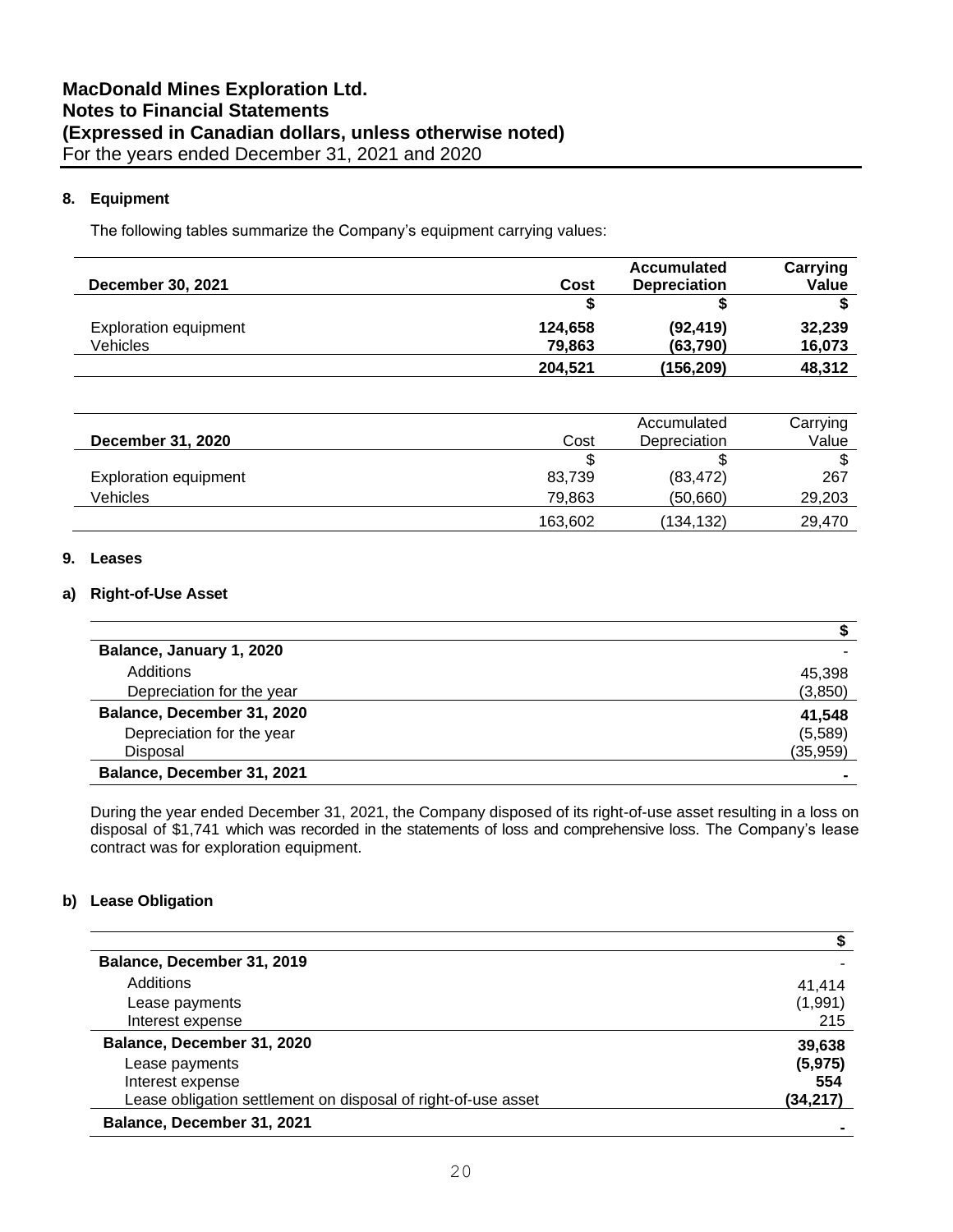## 8. Equipment

The following tables summarize the Company's equipment carrying values:

| December 30, 2021 | Cost | Accumulated Depreciation | Carrying Value |
|---|---|---|---|
| | $ | $ | $ |
| Exploration equipment | 124,658 | (92,419) | 32,239 |
| Vehicles | 79,863 | (63,790) | 16,073 |
| | 204,521 | (156,209) | 48,312 |

| December 31, 2020 | Cost | Accumulated Depreciation | Carrying Value |
|---|---|---|---|
| | $ | $ | $ |
| Exploration equipment | 83,739 | (83,472) | 267 |
| Vehicles | 79,863 | (50,660) | 29,203 |
| | 163,602 | (134,132) | 29,470 |

## 9. Leases

### a) Right-of-Use Asset

| | $ |
|---|---|
| **Balance, January 1, 2020** | - |
| Additions | 45,398 |
| Depreciation for the year | (3,850) |
| **Balance, December 31, 2020** | 41,548 |
| Depreciation for the year | (5,589) |
| Disposal | (35,959) |
| **Balance, December 31, 2021** | - |

During the year ended December 31, 2021, the Company disposed of its right-of-use asset resulting in a loss on disposal of $1,741 which was recorded in the statements of loss and comprehensive loss. The Company's lease contract was for exploration equipment.

### b) Lease Obligation

| | $ |
|---|---|
| **Balance, December 31, 2019** | - |
| Additions | 41,414 |
| Lease payments | (1,991) |
| Interest expense | 215 |
| **Balance, December 31, 2020** | 39,638 |
| Lease payments | (5,975) |
| Interest expense | 554 |
| Lease obligation settlement on disposal of right-of-use asset | (34,217) |
| **Balance, December 31, 2021** | - |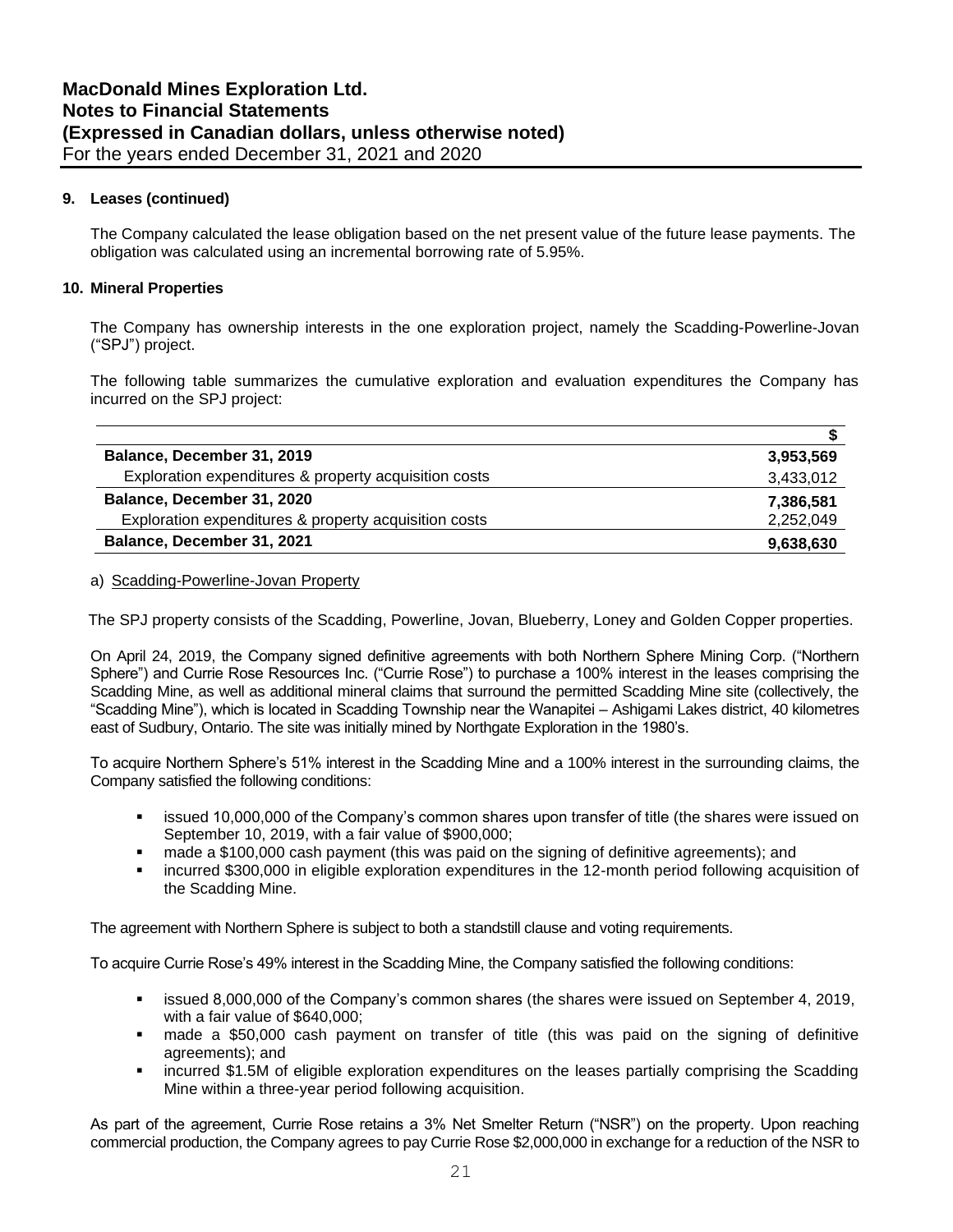## 9. Leases (continued)

The Company calculated the lease obligation based on the net present value of the future lease payments. The obligation was calculated using an incremental borrowing rate of 5.95%.

## 10. Mineral Properties

The Company has ownership interests in the one exploration project, namely the Scadding-Powerline-Jovan ("SPJ") project.

The following table summarizes the cumulative exploration and evaluation expenditures the Company has incurred on the SPJ project:

| | $ |
|---|---|
| **Balance, December 31, 2019** | **3,953,569** |
| Exploration expenditures & property acquisition costs | 3,433,012 |
| **Balance, December 31, 2020** | **7,386,581** |
| Exploration expenditures & property acquisition costs | 2,252,049 |
| **Balance, December 31, 2021** | **9,638,630** |

a) Scadding-Powerline-Jovan Property

The SPJ property consists of the Scadding, Powerline, Jovan, Blueberry, Loney and Golden Copper properties.

On April 24, 2019, the Company signed definitive agreements with both Northern Sphere Mining Corp. ("Northern Sphere") and Currie Rose Resources Inc. ("Currie Rose") to purchase a 100% interest in the leases comprising the Scadding Mine, as well as additional mineral claims that surround the permitted Scadding Mine site (collectively, the "Scadding Mine"), which is located in Scadding Township near the Wanapitei – Ashigami Lakes district, 40 kilometres east of Sudbury, Ontario. The site was initially mined by Northgate Exploration in the 1980's.

To acquire Northern Sphere's 51% interest in the Scadding Mine and a 100% interest in the surrounding claims, the Company satisfied the following conditions:

- issued 10,000,000 of the Company's common shares upon transfer of title (the shares were issued on September 10, 2019, with a fair value of $900,000;
- made a $100,000 cash payment (this was paid on the signing of definitive agreements); and
- incurred $300,000 in eligible exploration expenditures in the 12-month period following acquisition of the Scadding Mine.

The agreement with Northern Sphere is subject to both a standstill clause and voting requirements.

To acquire Currie Rose's 49% interest in the Scadding Mine, the Company satisfied the following conditions:

- issued 8,000,000 of the Company's common shares (the shares were issued on September 4, 2019, with a fair value of $640,000;
- made a $50,000 cash payment on transfer of title (this was paid on the signing of definitive agreements); and
- incurred $1.5M of eligible exploration expenditures on the leases partially comprising the Scadding Mine within a three-year period following acquisition.

As part of the agreement, Currie Rose retains a 3% Net Smelter Return ("NSR") on the property. Upon reaching commercial production, the Company agrees to pay Currie Rose $2,000,000 in exchange for a reduction of the NSR to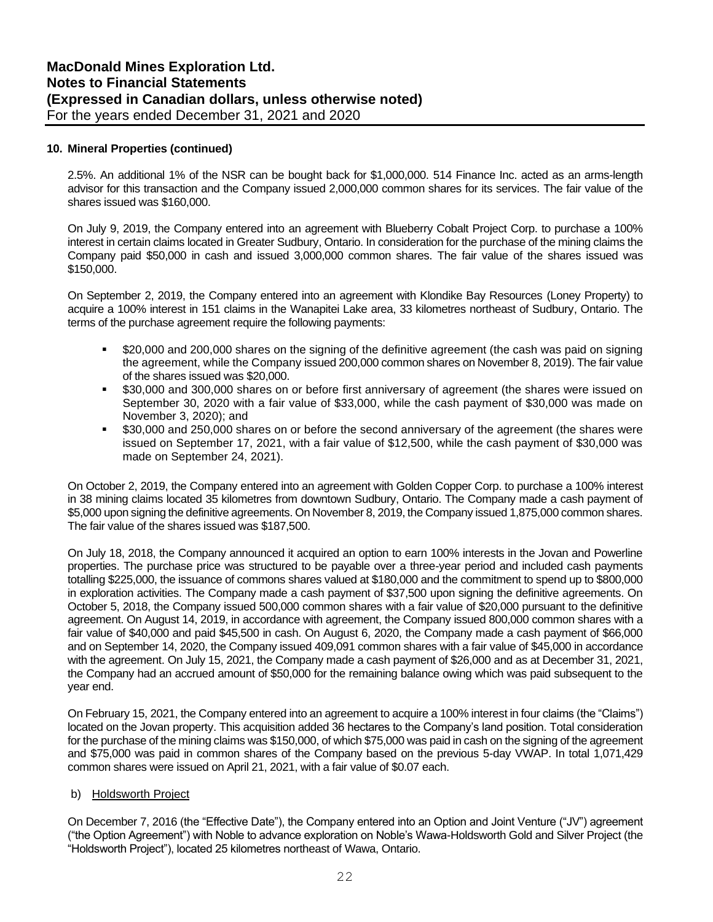## 10. Mineral Properties (continued)

2.5%. An additional 1% of the NSR can be bought back for $1,000,000. 514 Finance Inc. acted as an arms-length advisor for this transaction and the Company issued 2,000,000 common shares for its services. The fair value of the shares issued was $160,000.

On July 9, 2019, the Company entered into an agreement with Blueberry Cobalt Project Corp. to purchase a 100% interest in certain claims located in Greater Sudbury, Ontario. In consideration for the purchase of the mining claims the Company paid $50,000 in cash and issued 3,000,000 common shares. The fair value of the shares issued was $150,000.

On September 2, 2019, the Company entered into an agreement with Klondike Bay Resources (Loney Property) to acquire a 100% interest in 151 claims in the Wanapitei Lake area, 33 kilometres northeast of Sudbury, Ontario. The terms of the purchase agreement require the following payments:

- $20,000 and 200,000 shares on the signing of the definitive agreement (the cash was paid on signing the agreement, while the Company issued 200,000 common shares on November 8, 2019). The fair value of the shares issued was $20,000.
- $30,000 and 300,000 shares on or before first anniversary of agreement (the shares were issued on September 30, 2020 with a fair value of $33,000, while the cash payment of $30,000 was made on November 3, 2020); and
- $30,000 and 250,000 shares on or before the second anniversary of the agreement (the shares were issued on September 17, 2021, with a fair value of $12,500, while the cash payment of $30,000 was made on September 24, 2021).

On October 2, 2019, the Company entered into an agreement with Golden Copper Corp. to purchase a 100% interest in 38 mining claims located 35 kilometres from downtown Sudbury, Ontario. The Company made a cash payment of $5,000 upon signing the definitive agreements. On November 8, 2019, the Company issued 1,875,000 common shares. The fair value of the shares issued was $187,500.

On July 18, 2018, the Company announced it acquired an option to earn 100% interests in the Jovan and Powerline properties. The purchase price was structured to be payable over a three-year period and included cash payments totalling $225,000, the issuance of commons shares valued at $180,000 and the commitment to spend up to $800,000 in exploration activities. The Company made a cash payment of $37,500 upon signing the definitive agreements. On October 5, 2018, the Company issued 500,000 common shares with a fair value of $20,000 pursuant to the definitive agreement. On August 14, 2019, in accordance with agreement, the Company issued 800,000 common shares with a fair value of $40,000 and paid $45,500 in cash. On August 6, 2020, the Company made a cash payment of $66,000 and on September 14, 2020, the Company issued 409,091 common shares with a fair value of $45,000 in accordance with the agreement. On July 15, 2021, the Company made a cash payment of $26,000 and as at December 31, 2021, the Company had an accrued amount of $50,000 for the remaining balance owing which was paid subsequent to the year end.

On February 15, 2021, the Company entered into an agreement to acquire a 100% interest in four claims (the "Claims") located on the Jovan property. This acquisition added 36 hectares to the Company's land position. Total consideration for the purchase of the mining claims was $150,000, of which $75,000 was paid in cash on the signing of the agreement and $75,000 was paid in common shares of the Company based on the previous 5-day VWAP. In total 1,071,429 common shares were issued on April 21, 2021, with a fair value of $0.07 each.

### b) Holdsworth Project

On December 7, 2016 (the "Effective Date"), the Company entered into an Option and Joint Venture ("JV") agreement ("the Option Agreement") with Noble to advance exploration on Noble's Wawa-Holdsworth Gold and Silver Project (the "Holdsworth Project"), located 25 kilometres northeast of Wawa, Ontario.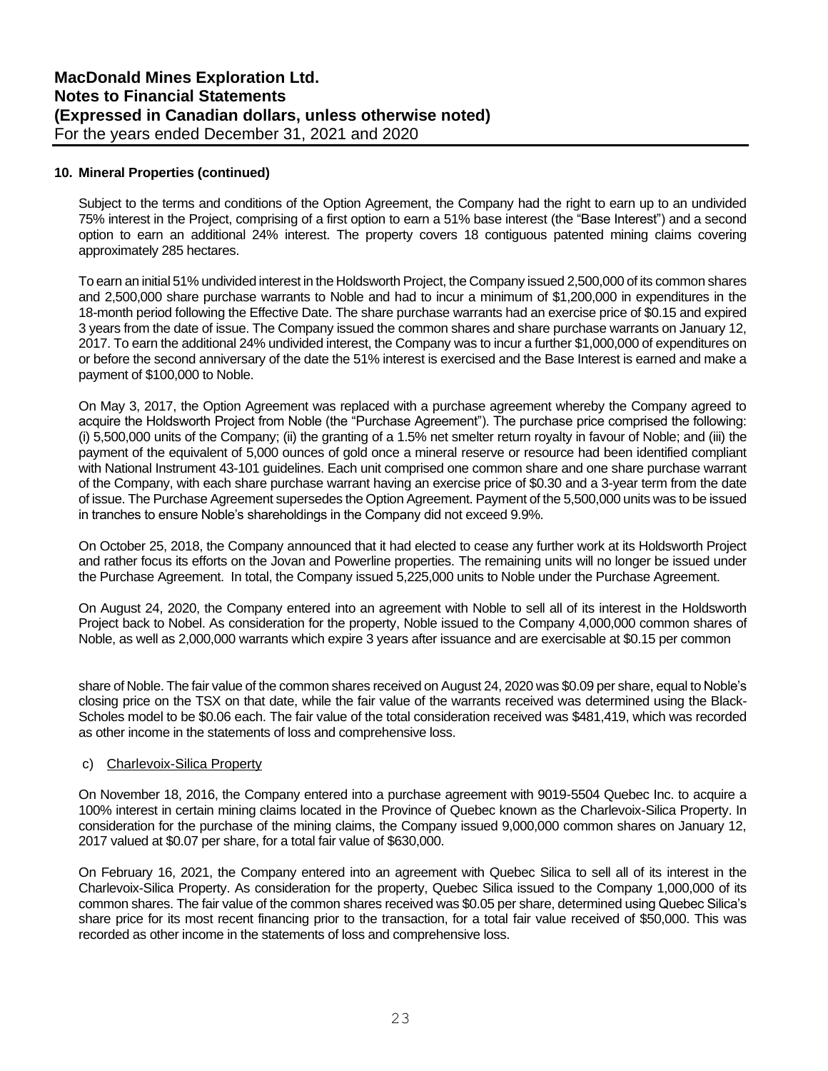## 10. Mineral Properties (continued)

Subject to the terms and conditions of the Option Agreement, the Company had the right to earn up to an undivided 75% interest in the Project, comprising of a first option to earn a 51% base interest (the "Base Interest") and a second option to earn an additional 24% interest. The property covers 18 contiguous patented mining claims covering approximately 285 hectares.

To earn an initial 51% undivided interest in the Holdsworth Project, the Company issued 2,500,000 of its common shares and 2,500,000 share purchase warrants to Noble and had to incur a minimum of $1,200,000 in expenditures in the 18-month period following the Effective Date. The share purchase warrants had an exercise price of $0.15 and expired 3 years from the date of issue. The Company issued the common shares and share purchase warrants on January 12, 2017. To earn the additional 24% undivided interest, the Company was to incur a further $1,000,000 of expenditures on or before the second anniversary of the date the 51% interest is exercised and the Base Interest is earned and make a payment of $100,000 to Noble.

On May 3, 2017, the Option Agreement was replaced with a purchase agreement whereby the Company agreed to acquire the Holdsworth Project from Noble (the "Purchase Agreement"). The purchase price comprised the following: (i) 5,500,000 units of the Company; (ii) the granting of a 1.5% net smelter return royalty in favour of Noble; and (iii) the payment of the equivalent of 5,000 ounces of gold once a mineral reserve or resource had been identified compliant with National Instrument 43-101 guidelines. Each unit comprised one common share and one share purchase warrant of the Company, with each share purchase warrant having an exercise price of $0.30 and a 3-year term from the date of issue. The Purchase Agreement supersedes the Option Agreement. Payment of the 5,500,000 units was to be issued in tranches to ensure Noble's shareholdings in the Company did not exceed 9.9%.

On October 25, 2018, the Company announced that it had elected to cease any further work at its Holdsworth Project and rather focus its efforts on the Jovan and Powerline properties. The remaining units will no longer be issued under the Purchase Agreement. In total, the Company issued 5,225,000 units to Noble under the Purchase Agreement.

On August 24, 2020, the Company entered into an agreement with Noble to sell all of its interest in the Holdsworth Project back to Nobel. As consideration for the property, Noble issued to the Company 4,000,000 common shares of Noble, as well as 2,000,000 warrants which expire 3 years after issuance and are exercisable at $0.15 per common share of Noble. The fair value of the common shares received on August 24, 2020 was $0.09 per share, equal to Noble's closing price on the TSX on that date, while the fair value of the warrants received was determined using the Black-Scholes model to be $0.06 each. The fair value of the total consideration received was $481,419, which was recorded as other income in the statements of loss and comprehensive loss.

### c) Charlevoix-Silica Property

On November 18, 2016, the Company entered into a purchase agreement with 9019-5504 Quebec Inc. to acquire a 100% interest in certain mining claims located in the Province of Quebec known as the Charlevoix-Silica Property. In consideration for the purchase of the mining claims, the Company issued 9,000,000 common shares on January 12, 2017 valued at $0.07 per share, for a total fair value of $630,000.

On February 16, 2021, the Company entered into an agreement with Quebec Silica to sell all of its interest in the Charlevoix-Silica Property. As consideration for the property, Quebec Silica issued to the Company 1,000,000 of its common shares. The fair value of the common shares received was $0.05 per share, determined using Quebec Silica's share price for its most recent financing prior to the transaction, for a total fair value received of $50,000. This was recorded as other income in the statements of loss and comprehensive loss.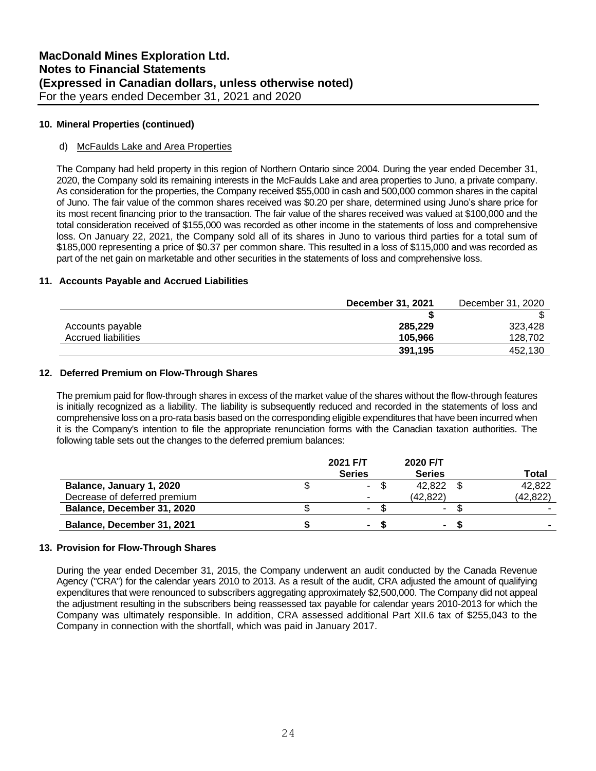## 10. Mineral Properties (continued)

### d) McFaulds Lake and Area Properties

The Company had held property in this region of Northern Ontario since 2004. During the year ended December 31, 2020, the Company sold its remaining interests in the McFaulds Lake and area properties to Juno, a private company. As consideration for the properties, the Company received $55,000 in cash and 500,000 common shares in the capital of Juno. The fair value of the common shares received was $0.20 per share, determined using Juno's share price for its most recent financing prior to the transaction. The fair value of the shares received was valued at $100,000 and the total consideration received of $155,000 was recorded as other income in the statements of loss and comprehensive loss. On January 22, 2021, the Company sold all of its shares in Juno to various third parties for a total sum of $185,000 representing a price of $0.37 per common share. This resulted in a loss of $115,000 and was recorded as part of the net gain on marketable and other securities in the statements of loss and comprehensive loss.

## 11. Accounts Payable and Accrued Liabilities

| | **December 31, 2021** | December 31, 2020 |
|---|---|---|
| | **$** | $ |
| Accounts payable | **285,229** | 323,428 |
| Accrued liabilities | **105,966** | 128,702 |
| | **391,195** | 452,130 |

## 12. Deferred Premium on Flow-Through Shares

The premium paid for flow-through shares in excess of the market value of the shares without the flow-through features is initially recognized as a liability. The liability is subsequently reduced and recorded in the statements of loss and comprehensive loss on a pro-rata basis based on the corresponding eligible expenditures that have been incurred when it is the Company's intention to file the appropriate renunciation forms with the Canadian taxation authorities. The following table sets out the changes to the deferred premium balances:

| | **2021 F/T Series** | **2020 F/T Series** | **Total** |
|---|---|---|---|
| **Balance, January 1, 2020** | $ - | $ 42,822 | $ 42,822 |
| Decrease of deferred premium | - | (42,822) | (42,822) |
| **Balance, December 31, 2020** | $ - | $ - | $ - |
| **Balance, December 31, 2021** | **$ -** | **$ -** | **$ -** |

## 13. Provision for Flow-Through Shares

During the year ended December 31, 2015, the Company underwent an audit conducted by the Canada Revenue Agency ("CRA") for the calendar years 2010 to 2013. As a result of the audit, CRA adjusted the amount of qualifying expenditures that were renounced to subscribers aggregating approximately $2,500,000. The Company did not appeal the adjustment resulting in the subscribers being reassessed tax payable for calendar years 2010-2013 for which the Company was ultimately responsible. In addition, CRA assessed additional Part XII.6 tax of $255,043 to the Company in connection with the shortfall, which was paid in January 2017.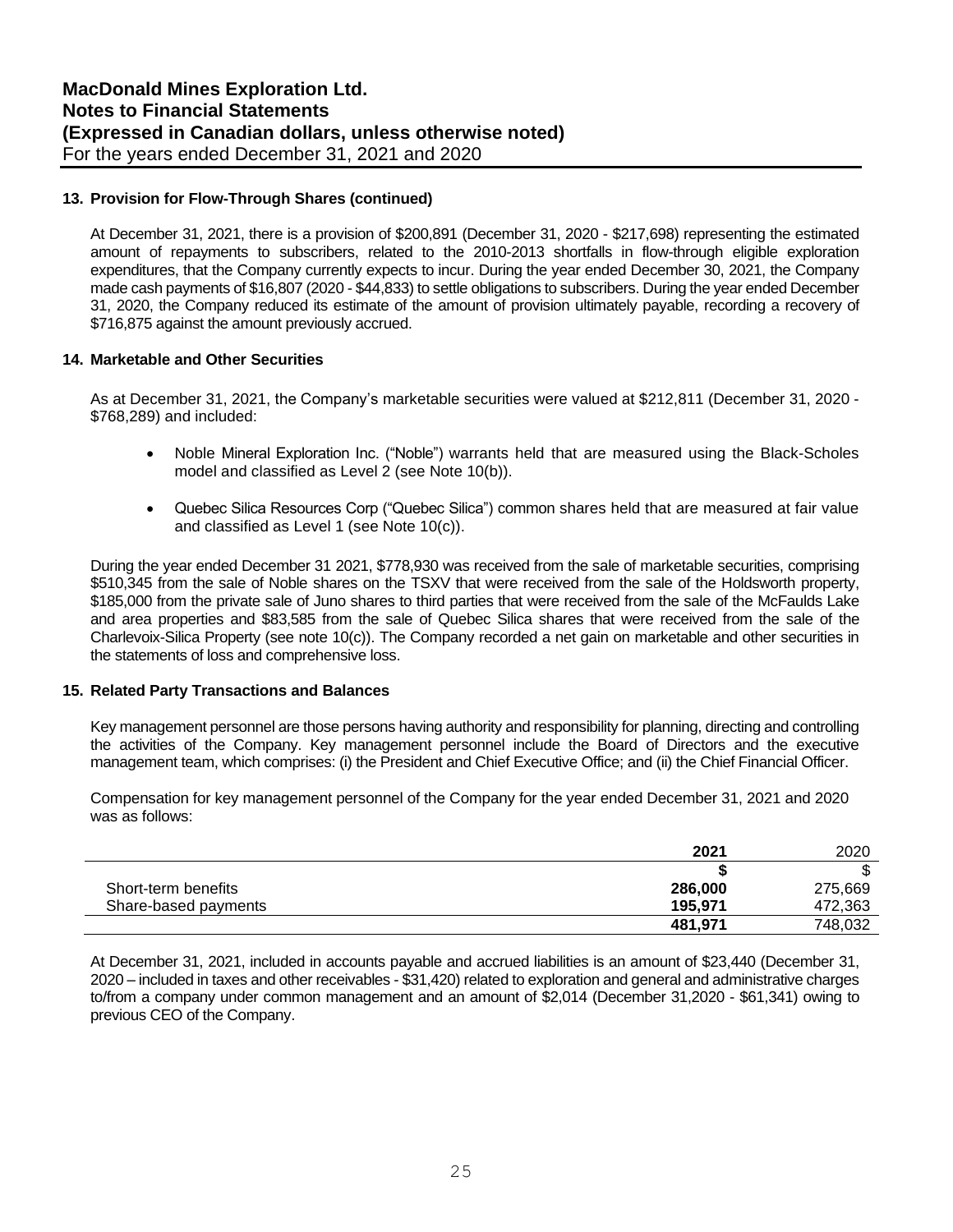### 13. Provision for Flow-Through Shares (continued)

At December 31, 2021, there is a provision of $200,891 (December 31, 2020 - $217,698) representing the estimated amount of repayments to subscribers, related to the 2010-2013 shortfalls in flow-through eligible exploration expenditures, that the Company currently expects to incur. During the year ended December 30, 2021, the Company made cash payments of $16,807 (2020 - $44,833) to settle obligations to subscribers. During the year ended December 31, 2020, the Company reduced its estimate of the amount of provision ultimately payable, recording a recovery of $716,875 against the amount previously accrued.

### 14. Marketable and Other Securities

As at December 31, 2021, the Company's marketable securities were valued at $212,811 (December 31, 2020 - $768,289) and included:

- Noble Mineral Exploration Inc. ("Noble") warrants held that are measured using the Black-Scholes model and classified as Level 2 (see Note 10(b)).
- Quebec Silica Resources Corp ("Quebec Silica") common shares held that are measured at fair value and classified as Level 1 (see Note 10(c)).

During the year ended December 31 2021, $778,930 was received from the sale of marketable securities, comprising $510,345 from the sale of Noble shares on the TSXV that were received from the sale of the Holdsworth property, $185,000 from the private sale of Juno shares to third parties that were received from the sale of the McFaulds Lake and area properties and $83,585 from the sale of Quebec Silica shares that were received from the sale of the Charlevoix-Silica Property (see note 10(c)). The Company recorded a net gain on marketable and other securities in the statements of loss and comprehensive loss.

### 15. Related Party Transactions and Balances

Key management personnel are those persons having authority and responsibility for planning, directing and controlling the activities of the Company. Key management personnel include the Board of Directors and the executive management team, which comprises: (i) the President and Chief Executive Office; and (ii) the Chief Financial Officer.

Compensation for key management personnel of the Company for the year ended December 31, 2021 and 2020 was as follows:

| | **2021** | 2020 |
|---|---|---|
| | **$** | $ |
| Short-term benefits | **286,000** | 275,669 |
| Share-based payments | **195,971** | 472,363 |
| | **481,971** | 748,032 |

At December 31, 2021, included in accounts payable and accrued liabilities is an amount of $23,440 (December 31, 2020 – included in taxes and other receivables - $31,420) related to exploration and general and administrative charges to/from a company under common management and an amount of $2,014 (December 31,2020 - $61,341) owing to previous CEO of the Company.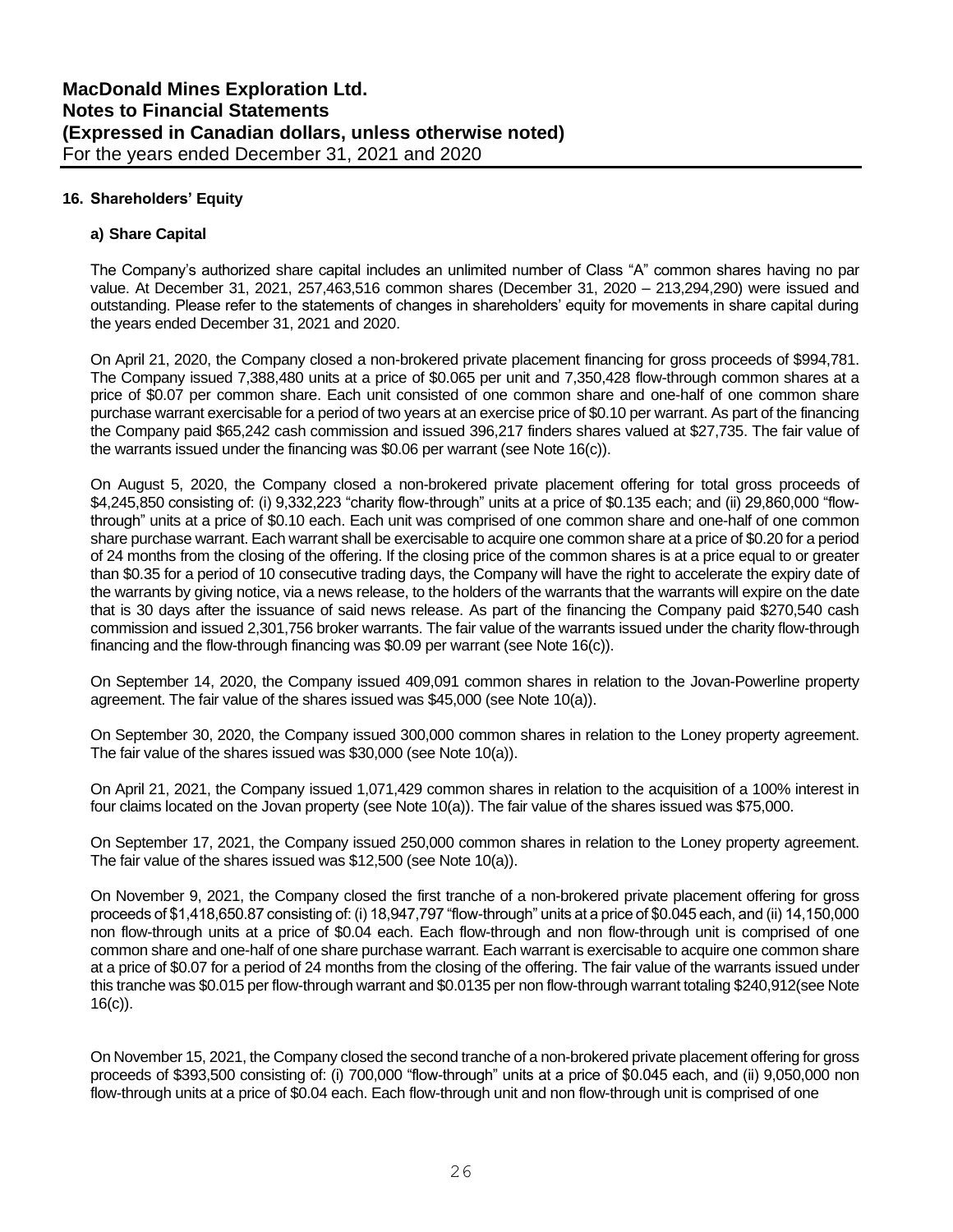## 16. Shareholders' Equity

### a) Share Capital

The Company's authorized share capital includes an unlimited number of Class "A" common shares having no par value. At December 31, 2021, 257,463,516 common shares (December 31, 2020 – 213,294,290) were issued and outstanding. Please refer to the statements of changes in shareholders' equity for movements in share capital during the years ended December 31, 2021 and 2020.

On April 21, 2020, the Company closed a non-brokered private placement financing for gross proceeds of $994,781. The Company issued 7,388,480 units at a price of $0.065 per unit and 7,350,428 flow-through common shares at a price of $0.07 per common share. Each unit consisted of one common share and one-half of one common share purchase warrant exercisable for a period of two years at an exercise price of $0.10 per warrant. As part of the financing the Company paid $65,242 cash commission and issued 396,217 finders shares valued at $27,735. The fair value of the warrants issued under the financing was $0.06 per warrant (see Note 16(c)).

On August 5, 2020, the Company closed a non-brokered private placement offering for total gross proceeds of $4,245,850 consisting of: (i) 9,332,223 "charity flow-through" units at a price of $0.135 each; and (ii) 29,860,000 "flow-through" units at a price of $0.10 each. Each unit was comprised of one common share and one-half of one common share purchase warrant. Each warrant shall be exercisable to acquire one common share at a price of $0.20 for a period of 24 months from the closing of the offering. If the closing price of the common shares is at a price equal to or greater than $0.35 for a period of 10 consecutive trading days, the Company will have the right to accelerate the expiry date of the warrants by giving notice, via a news release, to the holders of the warrants that the warrants will expire on the date that is 30 days after the issuance of said news release. As part of the financing the Company paid $270,540 cash commission and issued 2,301,756 broker warrants. The fair value of the warrants issued under the charity flow-through financing and the flow-through financing was $0.09 per warrant (see Note 16(c)).

On September 14, 2020, the Company issued 409,091 common shares in relation to the Jovan-Powerline property agreement. The fair value of the shares issued was $45,000 (see Note 10(a)).

On September 30, 2020, the Company issued 300,000 common shares in relation to the Loney property agreement. The fair value of the shares issued was $30,000 (see Note 10(a)).

On April 21, 2021, the Company issued 1,071,429 common shares in relation to the acquisition of a 100% interest in four claims located on the Jovan property (see Note 10(a)). The fair value of the shares issued was $75,000.

On September 17, 2021, the Company issued 250,000 common shares in relation to the Loney property agreement. The fair value of the shares issued was $12,500 (see Note 10(a)).

On November 9, 2021, the Company closed the first tranche of a non-brokered private placement offering for gross proceeds of $1,418,650.87 consisting of: (i) 18,947,797 "flow-through" units at a price of $0.045 each, and (ii) 14,150,000 non flow-through units at a price of $0.04 each. Each flow-through and non flow-through unit is comprised of one common share and one-half of one share purchase warrant. Each warrant is exercisable to acquire one common share at a price of $0.07 for a period of 24 months from the closing of the offering. The fair value of the warrants issued under this tranche was $0.015 per flow-through warrant and $0.0135 per non flow-through warrant totaling $240,912(see Note 16(c)).

On November 15, 2021, the Company closed the second tranche of a non-brokered private placement offering for gross proceeds of $393,500 consisting of: (i) 700,000 "flow-through" units at a price of $0.045 each, and (ii) 9,050,000 non flow-through units at a price of $0.04 each. Each flow-through unit and non flow-through unit is comprised of one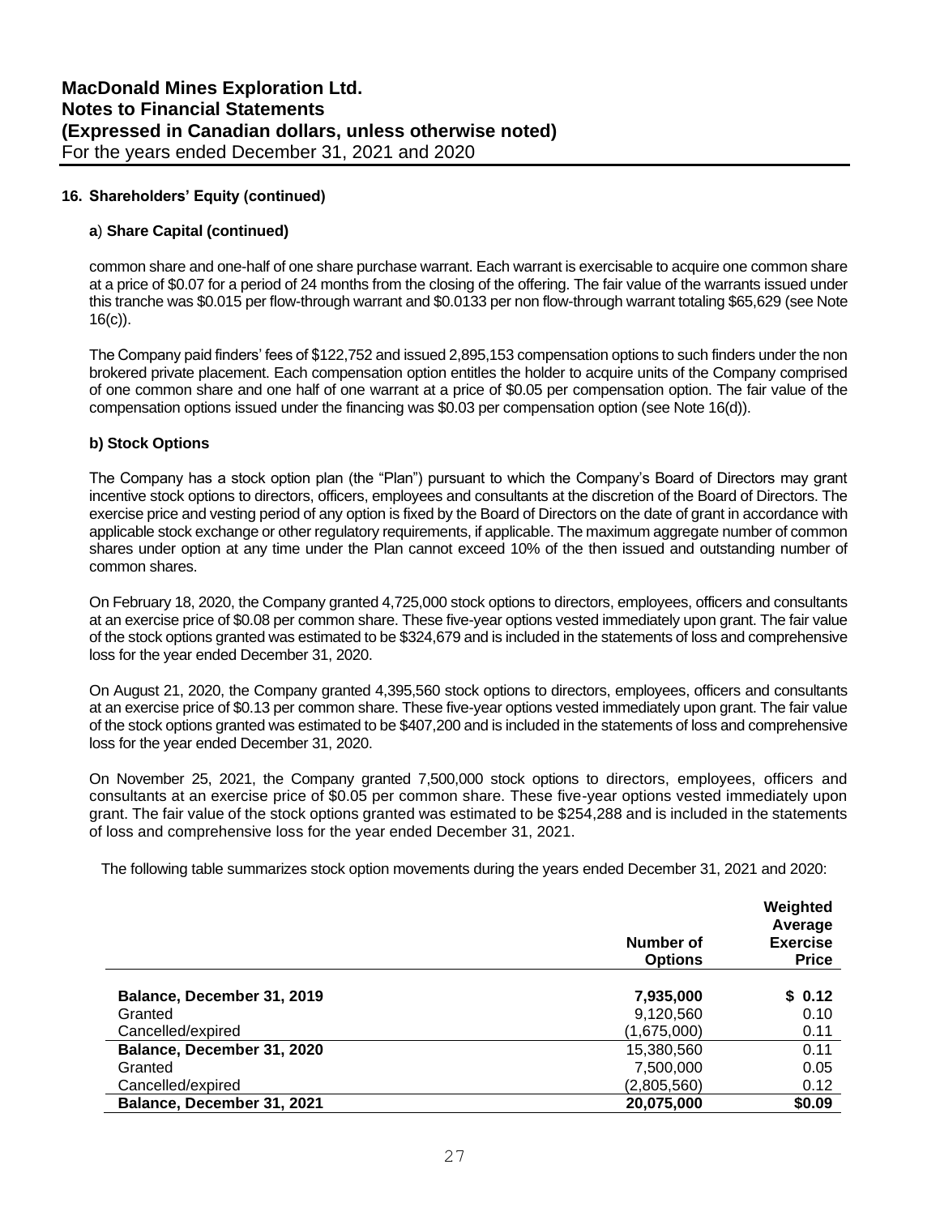## 16. Shareholders' Equity (continued)

### a) Share Capital (continued)

common share and one-half of one share purchase warrant. Each warrant is exercisable to acquire one common share at a price of $0.07 for a period of 24 months from the closing of the offering. The fair value of the warrants issued under this tranche was $0.015 per flow-through warrant and $0.0133 per non flow-through warrant totaling $65,629 (see Note 16(c)).

The Company paid finders' fees of $122,752 and issued 2,895,153 compensation options to such finders under the non brokered private placement. Each compensation option entitles the holder to acquire units of the Company comprised of one common share and one half of one warrant at a price of $0.05 per compensation option. The fair value of the compensation options issued under the financing was $0.03 per compensation option (see Note 16(d)).

### b) Stock Options

The Company has a stock option plan (the "Plan") pursuant to which the Company's Board of Directors may grant incentive stock options to directors, officers, employees and consultants at the discretion of the Board of Directors. The exercise price and vesting period of any option is fixed by the Board of Directors on the date of grant in accordance with applicable stock exchange or other regulatory requirements, if applicable. The maximum aggregate number of common shares under option at any time under the Plan cannot exceed 10% of the then issued and outstanding number of common shares.

On February 18, 2020, the Company granted 4,725,000 stock options to directors, employees, officers and consultants at an exercise price of $0.08 per common share. These five-year options vested immediately upon grant. The fair value of the stock options granted was estimated to be $324,679 and is included in the statements of loss and comprehensive loss for the year ended December 31, 2020.

On August 21, 2020, the Company granted 4,395,560 stock options to directors, employees, officers and consultants at an exercise price of $0.13 per common share. These five-year options vested immediately upon grant. The fair value of the stock options granted was estimated to be $407,200 and is included in the statements of loss and comprehensive loss for the year ended December 31, 2020.

On November 25, 2021, the Company granted 7,500,000 stock options to directors, employees, officers and consultants at an exercise price of $0.05 per common share. These five-year options vested immediately upon grant. The fair value of the stock options granted was estimated to be $254,288 and is included in the statements of loss and comprehensive loss for the year ended December 31, 2021.

The following table summarizes stock option movements during the years ended December 31, 2021 and 2020:

| | Number of Options | Weighted Average Exercise Price |
|---|---|---|
| **Balance, December 31, 2019** | **7,935,000** | **$ 0.12** |
| Granted | 9,120,560 | 0.10 |
| Cancelled/expired | (1,675,000) | 0.11 |
| **Balance, December 31, 2020** | 15,380,560 | 0.11 |
| Granted | 7,500,000 | 0.05 |
| Cancelled/expired | (2,805,560) | 0.12 |
| **Balance, December 31, 2021** | **20,075,000** | **$0.09** |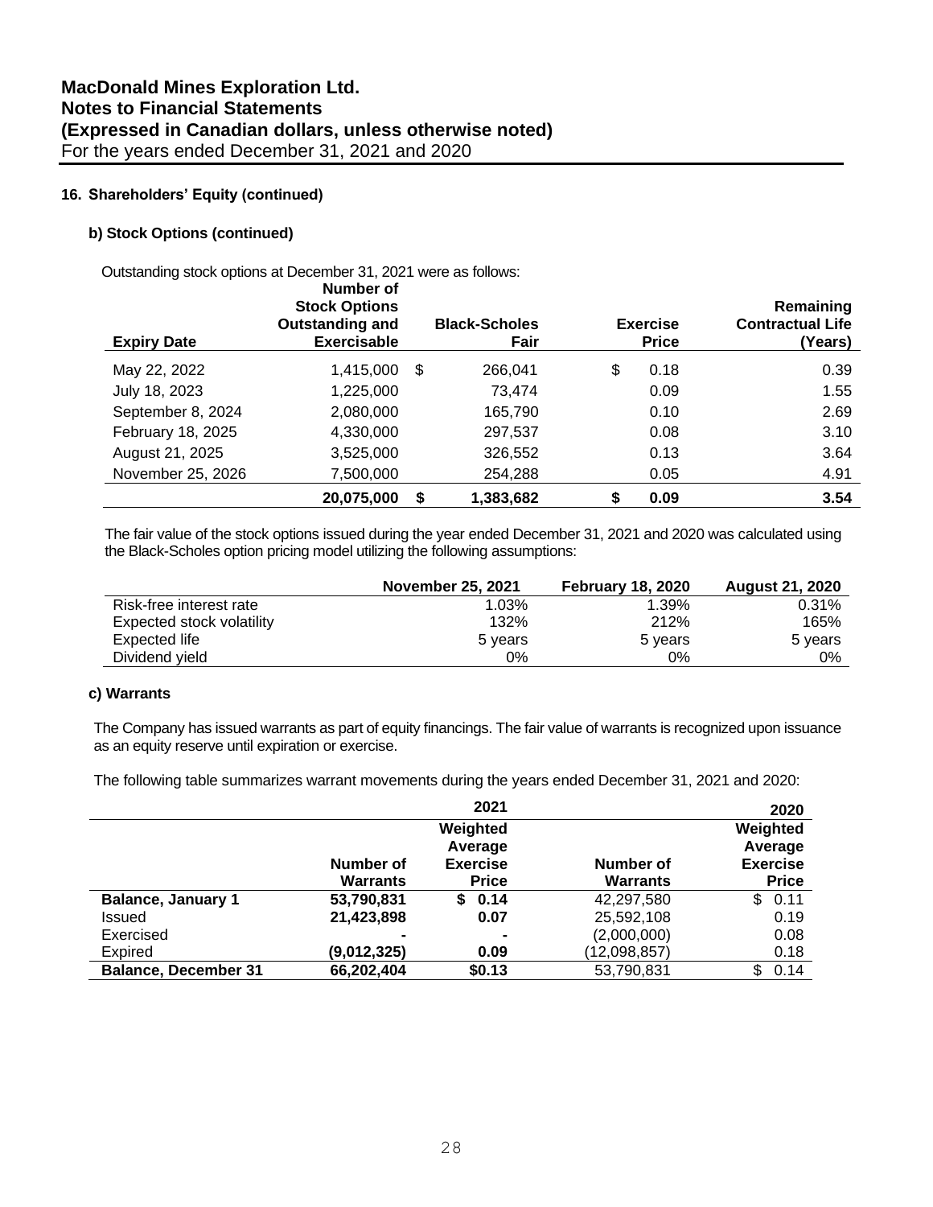# MacDonald Mines Exploration Ltd.
# Notes to Financial Statements
# (Expressed in Canadian dollars, unless otherwise noted)
For the years ended December 31, 2021 and 2020

## 16. Shareholders' Equity (continued)

### b) Stock Options (continued)

Outstanding stock options at December 31, 2021 were as follows:

| Expiry Date | Number of Stock Options Outstanding and Exercisable | Black-Scholes Fair | Exercise Price | Remaining Contractual Life (Years) |
|---|---|---|---|---|
| May 22, 2022 | 1,415,000 | $ 266,041 | $ 0.18 | 0.39 |
| July 18, 2023 | 1,225,000 | 73,474 | 0.09 | 1.55 |
| September 8, 2024 | 2,080,000 | 165,790 | 0.10 | 2.69 |
| February 18, 2025 | 4,330,000 | 297,537 | 0.08 | 3.10 |
| August 21, 2025 | 3,525,000 | 326,552 | 0.13 | 3.64 |
| November 25, 2026 | 7,500,000 | 254,288 | 0.05 | 4.91 |
| | **20,075,000** | **$ 1,383,682** | **$ 0.09** | **3.54** |

The fair value of the stock options issued during the year ended December 31, 2021 and 2020 was calculated using the Black-Scholes option pricing model utilizing the following assumptions:

| | November 25, 2021 | February 18, 2020 | August 21, 2020 |
|---|---|---|---|
| Risk-free interest rate | 1.03% | 1.39% | 0.31% |
| Expected stock volatility | 132% | 212% | 165% |
| Expected life | 5 years | 5 years | 5 years |
| Dividend yield | 0% | 0% | 0% |

### c) Warrants

The Company has issued warrants as part of equity financings. The fair value of warrants is recognized upon issuance as an equity reserve until expiration or exercise.

The following table summarizes warrant movements during the years ended December 31, 2021 and 2020:

| | 2021 | | 2020 | |
|---|---|---|---|---|
| | Number of Warrants | Weighted Average Exercise Price | Number of Warrants | Weighted Average Exercise Price |
| **Balance, January 1** | **53,790,831** | **$ 0.14** | 42,297,580 | $ 0.11 |
| Issued | **21,423,898** | **0.07** | 25,592,108 | 0.19 |
| Exercised | **-** | **-** | (2,000,000) | 0.08 |
| Expired | **(9,012,325)** | **0.09** | (12,098,857) | 0.18 |
| **Balance, December 31** | **66,202,404** | **$0.13** | 53,790,831 | $ 0.14 |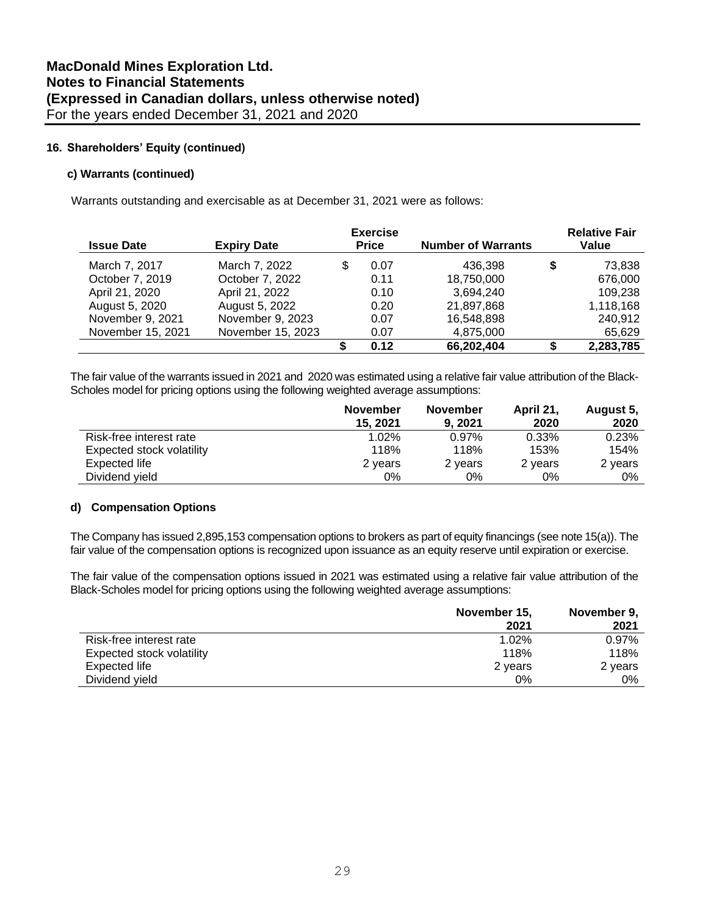### 16. Shareholders' Equity (continued)

#### c) Warrants (continued)

Warrants outstanding and exercisable as at December 31, 2021 were as follows:

| Issue Date | Expiry Date | Exercise Price | Number of Warrants | Relative Fair Value |
|---|---|---|---|---|
| March 7, 2017 | March 7, 2022 | $ 0.07 | 436,398 | $ 73,838 |
| October 7, 2019 | October 7, 2022 | 0.11 | 18,750,000 | 676,000 |
| April 21, 2020 | April 21, 2022 | 0.10 | 3,694,240 | 109,238 |
| August 5, 2020 | August 5, 2022 | 0.20 | 21,897,868 | 1,118,168 |
| November 9, 2021 | November 9, 2023 | 0.07 | 16,548,898 | 240,912 |
| November 15, 2021 | November 15, 2023 | 0.07 | 4,875,000 | 65,629 |
| | | $ 0.12 | 66,202,404 | $ 2,283,785 |

The fair value of the warrants issued in 2021 and 2020 was estimated using a relative fair value attribution of the Black-Scholes model for pricing options using the following weighted average assumptions:

| | November 15, 2021 | November 9, 2021 | April 21, 2020 | August 5, 2020 |
|---|---|---|---|---|
| Risk-free interest rate | 1.02% | 0.97% | 0.33% | 0.23% |
| Expected stock volatility | 118% | 118% | 153% | 154% |
| Expected life | 2 years | 2 years | 2 years | 2 years |
| Dividend yield | 0% | 0% | 0% | 0% |

#### d) Compensation Options

The Company has issued 2,895,153 compensation options to brokers as part of equity financings (see note 15(a)). The fair value of the compensation options is recognized upon issuance as an equity reserve until expiration or exercise.

The fair value of the compensation options issued in 2021 was estimated using a relative fair value attribution of the Black-Scholes model for pricing options using the following weighted average assumptions:

| | November 15, 2021 | November 9, 2021 |
|---|---|---|
| Risk-free interest rate | 1.02% | 0.97% |
| Expected stock volatility | 118% | 118% |
| Expected life | 2 years | 2 years |
| Dividend yield | 0% | 0% |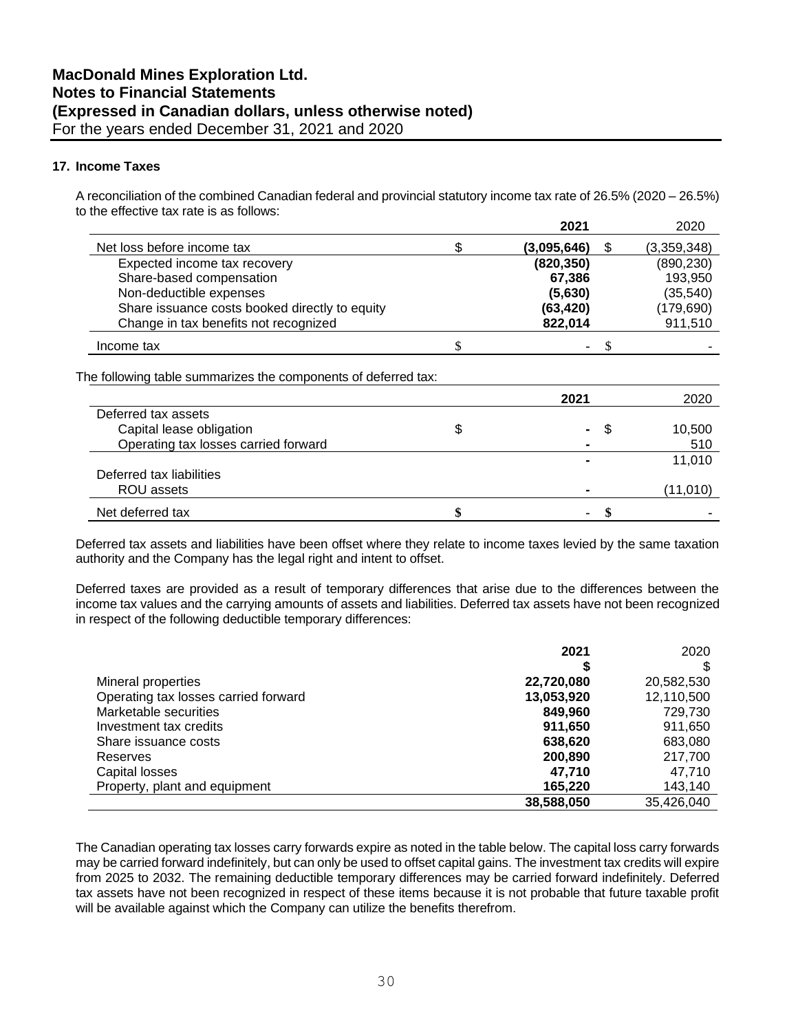# MacDonald Mines Exploration Ltd.
## Notes to Financial Statements
## (Expressed in Canadian dollars, unless otherwise noted)
For the years ended December 31, 2021 and 2020

### 17. Income Taxes

A reconciliation of the combined Canadian federal and provincial statutory income tax rate of 26.5% (2020 – 26.5%) to the effective tax rate is as follows:

| | | 2021 | | 2020 |
|---|---|---|---|---|
| Net loss before income tax | $ | **(3,095,646)** | $ | (3,359,348) |
| Expected income tax recovery | | **(820,350)** | | (890,230) |
| Share-based compensation | | **67,386** | | 193,950 |
| Non-deductible expenses | | **(5,630)** | | (35,540) |
| Share issuance costs booked directly to equity | | **(63,420)** | | (179,690) |
| Change in tax benefits not recognized | | **822,014** | | 911,510 |
| Income tax | $ | **-** | $ | - |

The following table summarizes the components of deferred tax:

| | | 2021 | | 2020 |
|---|---|---|---|---|
| Deferred tax assets | | | | |
| Capital lease obligation | $ | **-** | $ | 10,500 |
| Operating tax losses carried forward | | **-** | | 510 |
| | | **-** | | 11,010 |
| Deferred tax liabilities | | | | |
| ROU assets | | **-** | | (11,010) |
| Net deferred tax | **$** | **-** | **$** | - |

Deferred tax assets and liabilities have been offset where they relate to income taxes levied by the same taxation authority and the Company has the legal right and intent to offset.

Deferred taxes are provided as a result of temporary differences that arise due to the differences between the income tax values and the carrying amounts of assets and liabilities. Deferred tax assets have not been recognized in respect of the following deductible temporary differences:

| | 2021 | 2020 |
|---|---|---|
| | **$** | $ |
| Mineral properties | **22,720,080** | 20,582,530 |
| Operating tax losses carried forward | **13,053,920** | 12,110,500 |
| Marketable securities | **849,960** | 729,730 |
| Investment tax credits | **911,650** | 911,650 |
| Share issuance costs | **638,620** | 683,080 |
| Reserves | **200,890** | 217,700 |
| Capital losses | **47,710** | 47,710 |
| Property, plant and equipment | **165,220** | 143,140 |
| | **38,588,050** | 35,426,040 |

The Canadian operating tax losses carry forwards expire as noted in the table below. The capital loss carry forwards may be carried forward indefinitely, but can only be used to offset capital gains. The investment tax credits will expire from 2025 to 2032. The remaining deductible temporary differences may be carried forward indefinitely. Deferred tax assets have not been recognized in respect of these items because it is not probable that future taxable profit will be available against which the Company can utilize the benefits therefrom.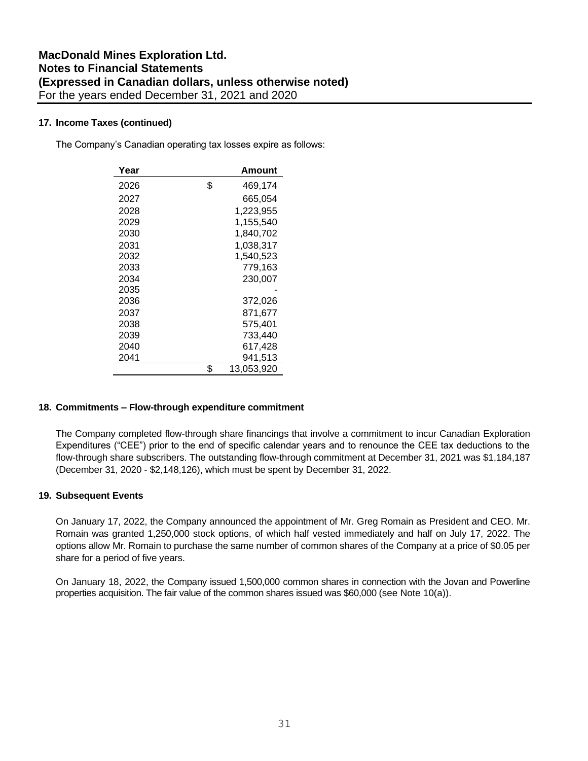# MacDonald Mines Exploration Ltd.
# Notes to Financial Statements
# (Expressed in Canadian dollars, unless otherwise noted)

For the years ended December 31, 2021 and 2020

## 17. Income Taxes (continued)

The Company's Canadian operating tax losses expire as follows:

| Year | Amount |
|---|---|
| 2026 | $ 469,174 |
| 2027 | 665,054 |
| 2028 | 1,223,955 |
| 2029 | 1,155,540 |
| 2030 | 1,840,702 |
| 2031 | 1,038,317 |
| 2032 | 1,540,523 |
| 2033 | 779,163 |
| 2034 | 230,007 |
| 2035 | - |
| 2036 | 372,026 |
| 2037 | 871,677 |
| 2038 | 575,401 |
| 2039 | 733,440 |
| 2040 | 617,428 |
| 2041 | 941,513 |
| | $ 13,053,920 |

## 18. Commitments – Flow-through expenditure commitment

The Company completed flow-through share financings that involve a commitment to incur Canadian Exploration Expenditures ("CEE") prior to the end of specific calendar years and to renounce the CEE tax deductions to the flow-through share subscribers. The outstanding flow-through commitment at December 31, 2021 was $1,184,187 (December 31, 2020 - $2,148,126), which must be spent by December 31, 2022.

## 19. Subsequent Events

On January 17, 2022, the Company announced the appointment of Mr. Greg Romain as President and CEO. Mr. Romain was granted 1,250,000 stock options, of which half vested immediately and half on July 17, 2022. The options allow Mr. Romain to purchase the same number of common shares of the Company at a price of $0.05 per share for a period of five years.

On January 18, 2022, the Company issued 1,500,000 common shares in connection with the Jovan and Powerline properties acquisition. The fair value of the common shares issued was $60,000 (see Note 10(a)).